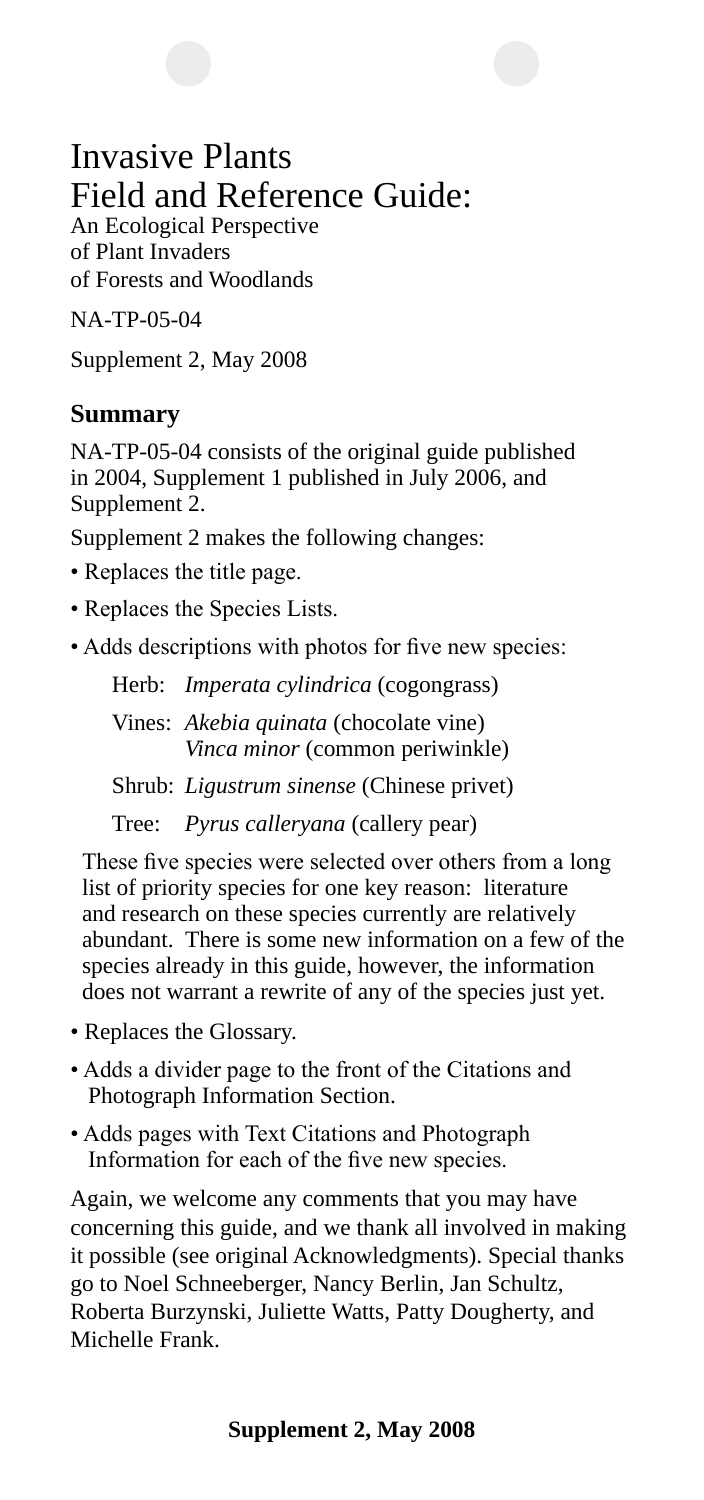# Invasive Plants Field and Reference Guide:

An Ecological Perspective of Plant Invaders of Forests and Woodlands

NA-TP-05-04

Supplement 2, May 2008

## Summary

NA-TP-05-04 consists of the original guide published in 2004, Supplement 1 published in July 2006, and Supplement 2.

Supplement 2 makes the following changes:

- Replaces the title page.
- Replaces the Species Lists.
- Adds descriptions with photos for five new species:

  Herb: *Imperata cylindrica* (cogongrass)

  Vines: *Akebia quinata* (chocolate vine)
  *Vinca minor* (common periwinkle)

  Shrub: *Ligustrum sinense* (Chinese privet)

  Tree: *Pyrus calleryana* (callery pear)

  These five species were selected over others from a long list of priority species for one key reason: literature and research on these species currently are relatively abundant. There is some new information on a few of the species already in this guide, however, the information does not warrant a rewrite of any of the species just yet.

- Replaces the Glossary.
- Adds a divider page to the front of the Citations and Photograph Information Section.
- Adds pages with Text Citations and Photograph Information for each of the five new species.

Again, we welcome any comments that you may have concerning this guide, and we thank all involved in making it possible (see original Acknowledgments). Special thanks go to Noel Schneeberger, Nancy Berlin, Jan Schultz, Roberta Burzynski, Juliette Watts, Patty Dougherty, and Michelle Frank.

**Supplement 2, May 2008**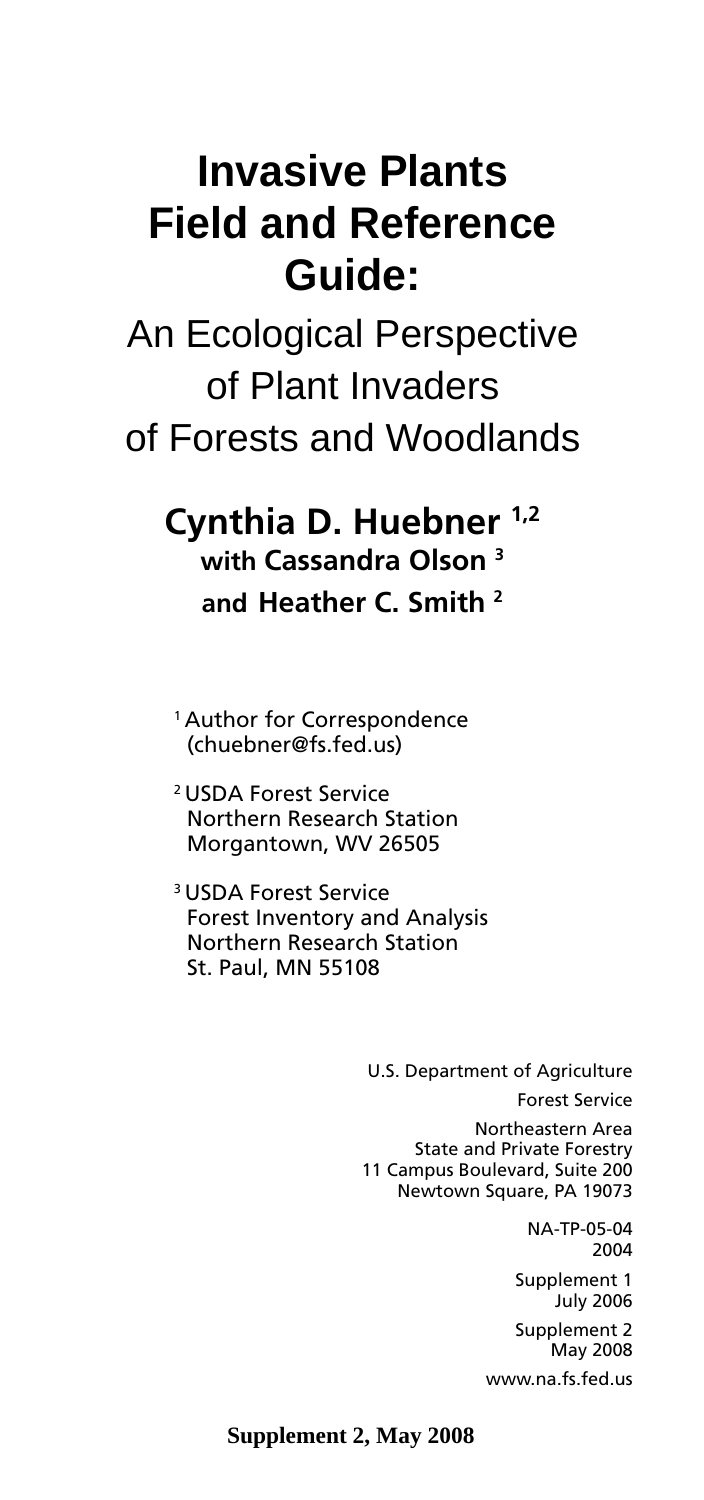# Invasive Plants Field and Reference Guide:

## An Ecological Perspective of Plant Invaders of Forests and Woodlands

### Cynthia D. Huebner [1,2]

**with Cassandra Olson [3]**

**and Heather C. Smith [2]**

[1] Author for Correspondence (chuebner@fs.fed.us)

[2] USDA Forest Service
Northern Research Station
Morgantown, WV 26505

[3] USDA Forest Service
Forest Inventory and Analysis
Northern Research Station
St. Paul, MN 55108

U.S. Department of Agriculture

Forest Service

Northeastern Area
State and Private Forestry
11 Campus Boulevard, Suite 200
Newtown Square, PA 19073

NA-TP-05-04
2004

Supplement 1
July 2006

Supplement 2
May 2008

www.na.fs.fed.us

**Supplement 2, May 2008**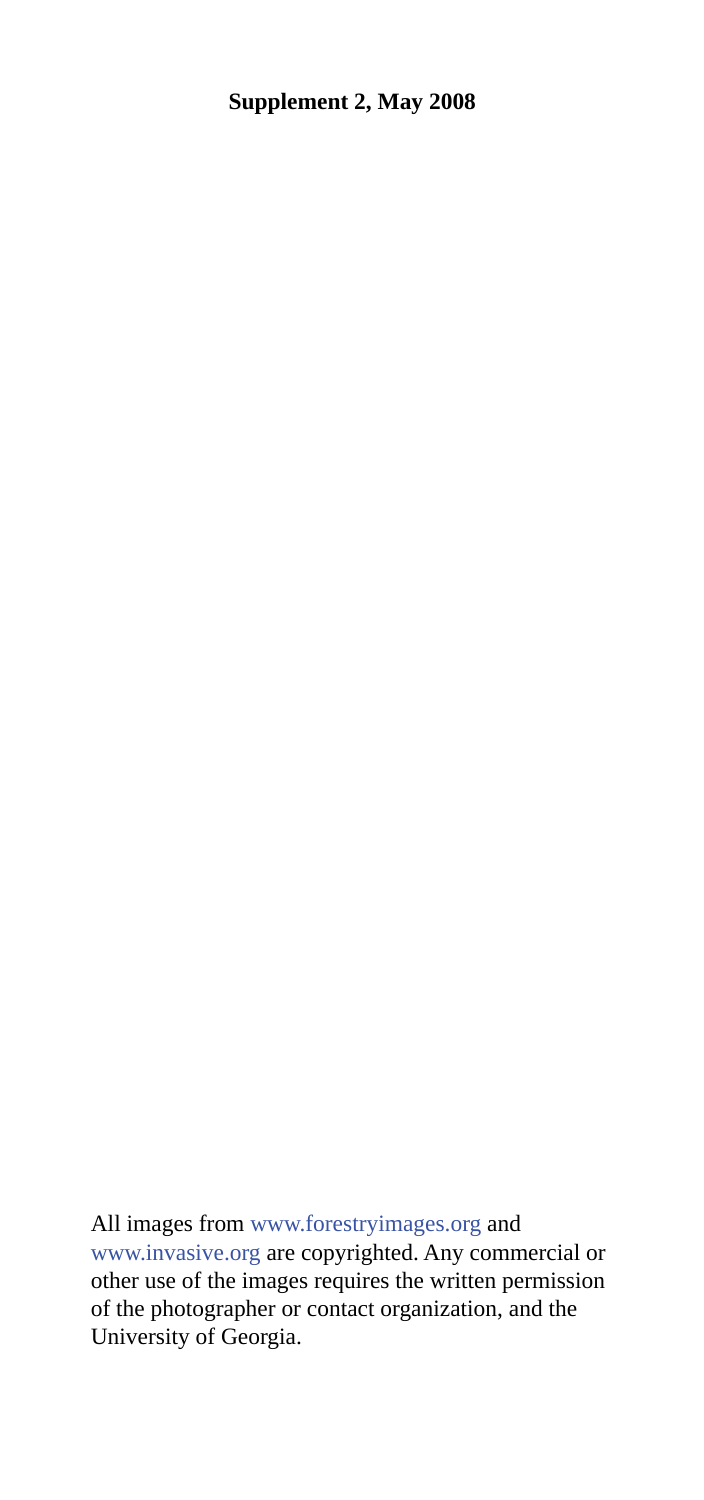**Supplement 2, May 2008**

All images from www.forestryimages.org and www.invasive.org are copyrighted. Any commercial or other use of the images requires the written permission of the photographer or contact organization, and the University of Georgia.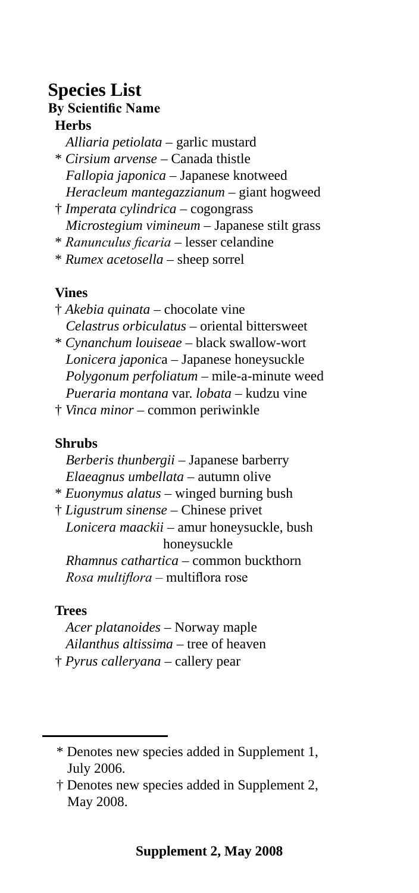# Species List

## By Scientific Name

### Herbs

*Alliaria petiolata* – garlic mustard
* *Cirsium arvense* – Canada thistle
*Fallopia japonica* – Japanese knotweed
*Heracleum mantegazzianum* – giant hogweed
† *Imperata cylindrica* – cogongrass
*Microstegium vimineum* – Japanese stilt grass
* *Ranunculus ficaria* – lesser celandine
* *Rumex acetosella* – sheep sorrel

### Vines

† *Akebia quinata* – chocolate vine
*Celastrus orbiculatus* – oriental bittersweet
* *Cynanchum louiseae* – black swallow-wort
*Lonicera japonic*a – Japanese honeysuckle
*Polygonum perfoliatum* – mile-a-minute weed
*Pueraria montana* var. *lobata* – kudzu vine
† *Vinca minor* – common periwinkle

### Shrubs

*Berberis thunbergii* – Japanese barberry
*Elaeagnus umbellata* – autumn olive
* *Euonymus alatus* – winged burning bush
† *Ligustrum sinense* – Chinese privet
*Lonicera maackii* – amur honeysuckle, bush honeysuckle
*Rhamnus cathartica* – common buckthorn
*Rosa multiflora* – multiflora rose

### Trees

*Acer platanoides* – Norway maple
*Ailanthus altissima* – tree of heaven
† *Pyrus calleryana* – callery pear

---

* Denotes new species added in Supplement 1, July 2006.

† Denotes new species added in Supplement 2, May 2008.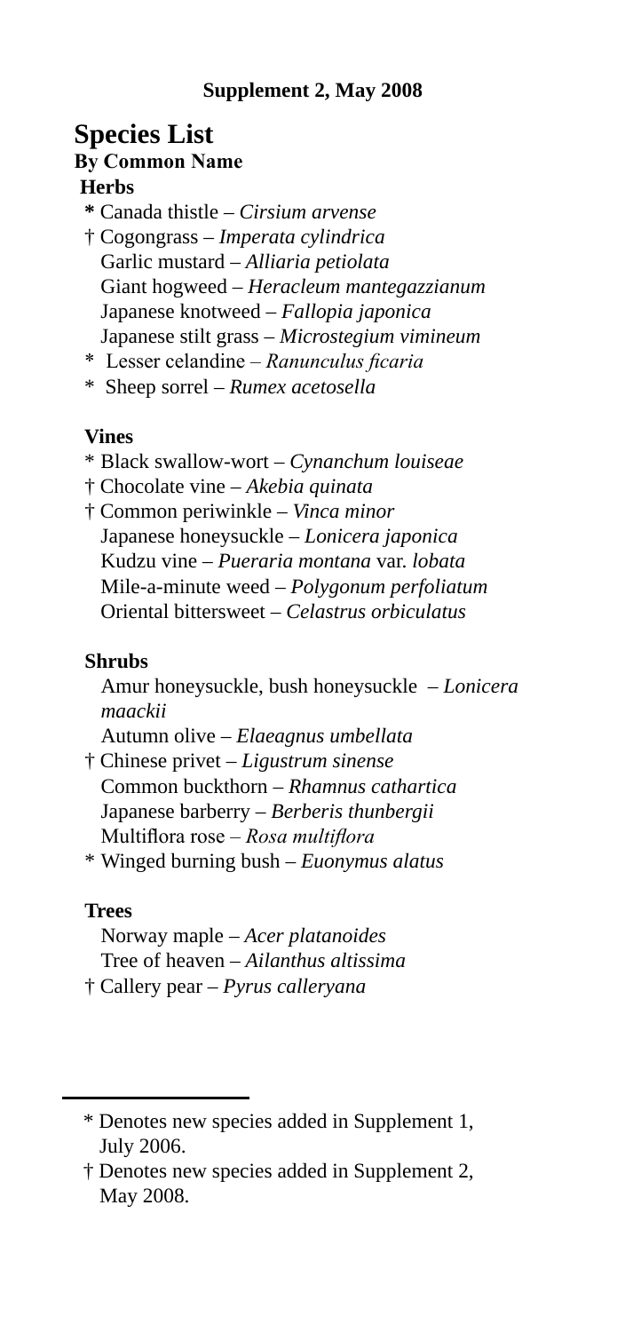**Supplement 2, May 2008**

# Species List

## By Common Name

### Herbs

- **\*** Canada thistle – *Cirsium arvense*
- † Cogongrass – *Imperata cylindrica*
- Garlic mustard – *Alliaria petiolata*
- Giant hogweed – *Heracleum mantegazzianum*
- Japanese knotweed – *Fallopia japonica*
- Japanese stilt grass – *Microstegium vimineum*
- \* Lesser celandine – *Ranunculus ficaria*
- \* Sheep sorrel – *Rumex acetosella*

### Vines

- \* Black swallow-wort – *Cynanchum louiseae*
- † Chocolate vine – *Akebia quinata*
- † Common periwinkle – *Vinca minor*
- Japanese honeysuckle – *Lonicera japonica*
- Kudzu vine – *Pueraria montana* var. *lobata*
- Mile-a-minute weed – *Polygonum perfoliatum*
- Oriental bittersweet – *Celastrus orbiculatus*

### Shrubs

- Amur honeysuckle, bush honeysuckle – *Lonicera maackii*
- Autumn olive – *Elaeagnus umbellata*
- † Chinese privet – *Ligustrum sinense*
- Common buckthorn – *Rhamnus cathartica*
- Japanese barberry – *Berberis thunbergii*
- Multiflora rose – *Rosa multiflora*
- \* Winged burning bush – *Euonymus alatus*

### Trees

- Norway maple – *Acer platanoides*
- Tree of heaven – *Ailanthus altissima*
- † Callery pear – *Pyrus calleryana*

---

\* Denotes new species added in Supplement 1, July 2006.

† Denotes new species added in Supplement 2, May 2008.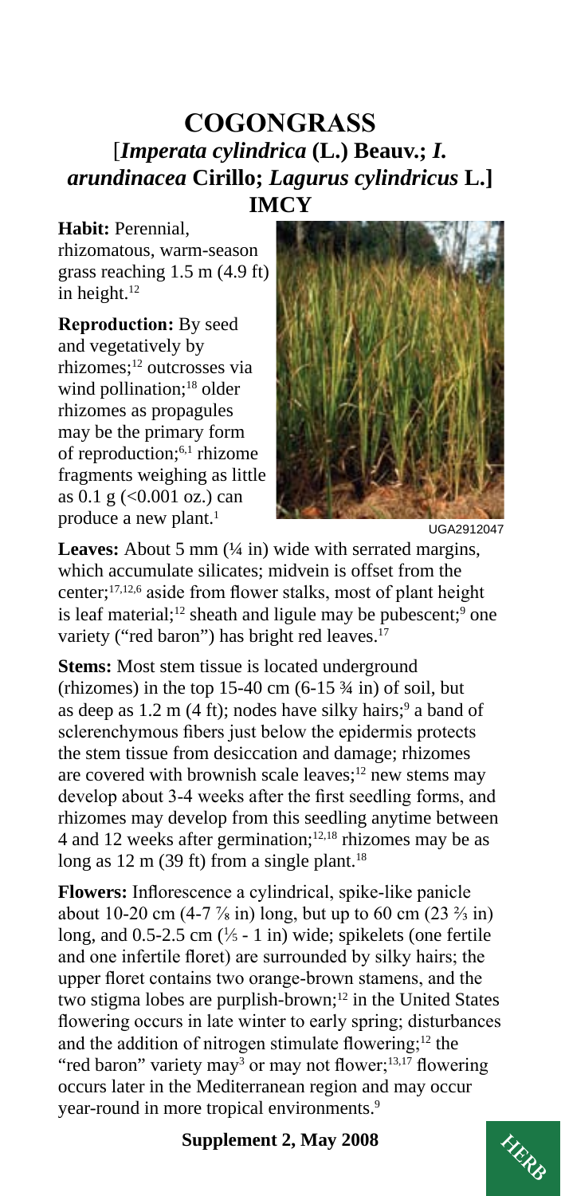# COGONGRASS

## [*Imperata cylindrica* (L.) Beauv.; *I. arundinacea* Cirillo; *Lagurus cylindricus* L.] IMCY

**Habit:** Perennial, rhizomatous, warm-season grass reaching 1.5 m (4.9 ft) in height.[12]

**Reproduction:** By seed and vegetatively by rhizomes;[12] outcrosses via wind pollination;[18] older rhizomes as propagules may be the primary form of reproduction;[6,1] rhizome fragments weighing as little as 0.1 g (<0.001 oz.) can produce a new plant.[1]

UGA2912047

**Leaves:** About 5 mm (¼ in) wide with serrated margins, which accumulate silicates; midvein is offset from the center;[17,12,6] aside from flower stalks, most of plant height is leaf material;[12] sheath and ligule may be pubescent;[9] one variety ("red baron") has bright red leaves.[17]

**Stems:** Most stem tissue is located underground (rhizomes) in the top 15-40 cm (6-15 ¾ in) of soil, but as deep as 1.2 m (4 ft); nodes have silky hairs;[9] a band of sclerenchymous fibers just below the epidermis protects the stem tissue from desiccation and damage; rhizomes are covered with brownish scale leaves;[12] new stems may develop about 3-4 weeks after the first seedling forms, and rhizomes may develop from this seedling anytime between 4 and 12 weeks after germination;[12,18] rhizomes may be as long as 12 m (39 ft) from a single plant.[18]

**Flowers:** Inflorescence a cylindrical, spike-like panicle about 10-20 cm (4-7 ⅞ in) long, but up to 60 cm (23 ⅔ in) long, and 0.5-2.5 cm (⅕ - 1 in) wide; spikelets (one fertile and one infertile floret) are surrounded by silky hairs; the upper floret contains two orange-brown stamens, and the two stigma lobes are purplish-brown;[12] in the United States flowering occurs in late winter to early spring; disturbances and the addition of nitrogen stimulate flowering;[12] the "red baron" variety may[3] or may not flower;[13,17] flowering occurs later in the Mediterranean region and may occur year-round in more tropical environments.[9]

**Supplement 2, May 2008**

HERB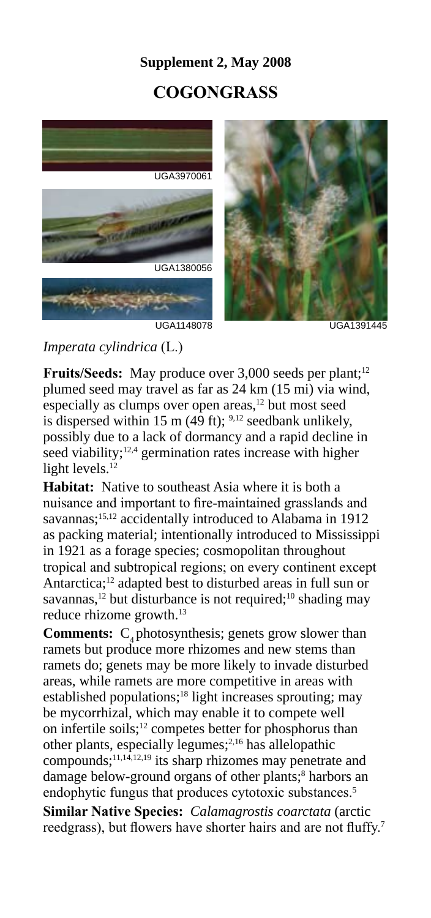**Supplement 2, May 2008**

# COGONGRASS

UGA3970061

UGA1380056

UGA1148078

UGA1391445

*Imperata cylindrica* (L.)

**Fruits/Seeds:** May produce over 3,000 seeds per plant;[12] plumed seed may travel as far as 24 km (15 mi) via wind, especially as clumps over open areas,[12] but most seed is dispersed within 15 m (49 ft); [9,12] seedbank unlikely, possibly due to a lack of dormancy and a rapid decline in seed viability;[12,4] germination rates increase with higher light levels.[12]

**Habitat:** Native to southeast Asia where it is both a nuisance and important to fire-maintained grasslands and savannas;[15,12] accidentally introduced to Alabama in 1912 as packing material; intentionally introduced to Mississippi in 1921 as a forage species; cosmopolitan throughout tropical and subtropical regions; on every continent except Antarctica;[12] adapted best to disturbed areas in full sun or savannas,[12] but disturbance is not required;[10] shading may reduce rhizome growth.[13]

**Comments:** $C_4$ photosynthesis; genets grow slower than ramets but produce more rhizomes and new stems than ramets do; genets may be more likely to invade disturbed areas, while ramets are more competitive in areas with established populations;[18] light increases sprouting; may be mycorrhizal, which may enable it to compete well on infertile soils;[12] competes better for phosphorus than other plants, especially legumes;[2,16] has allelopathic compounds;[11,14,12,19] its sharp rhizomes may penetrate and damage below-ground organs of other plants;[8] harbors an endophytic fungus that produces cytotoxic substances.[5]

**Similar Native Species:** *Calamagrostis coarctata* (arctic reedgrass), but flowers have shorter hairs and are not fluffy.[7]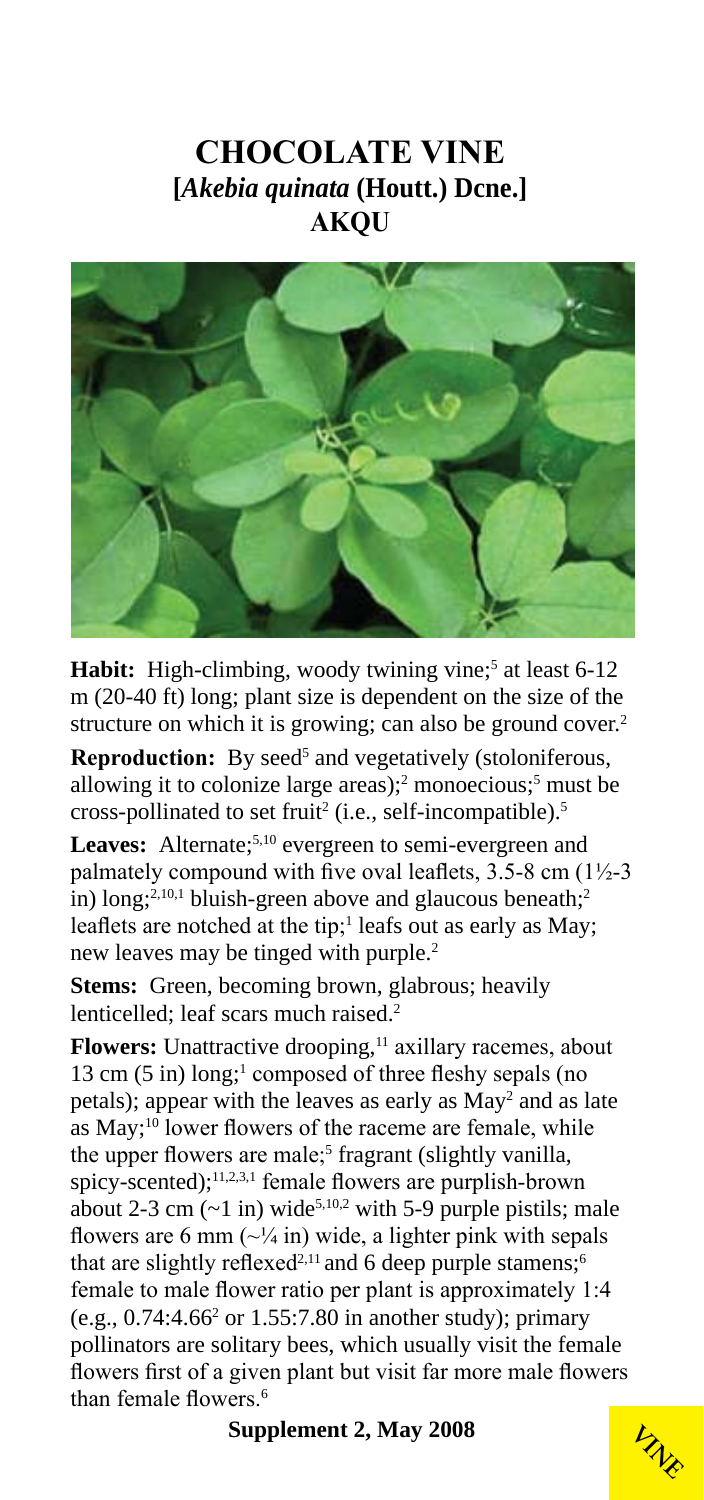# CHOCOLATE VINE
## [*Akebia quinata* (Houtt.) Dcne.]
## AKQU

**Habit:** High-climbing, woody twining vine;[5] at least 6-12 m (20-40 ft) long; plant size is dependent on the size of the structure on which it is growing; can also be ground cover.[2]

**Reproduction:** By seed[5] and vegetatively (stoloniferous, allowing it to colonize large areas);[2] monoecious;[5] must be cross-pollinated to set fruit[2] (i.e., self-incompatible).[5]

**Leaves:** Alternate;[5,10] evergreen to semi-evergreen and palmately compound with five oval leaflets, 3.5-8 cm (1½-3 in) long;[2,10,1] bluish-green above and glaucous beneath;[2] leaflets are notched at the tip;[1] leafs out as early as May; new leaves may be tinged with purple.[2]

**Stems:** Green, becoming brown, glabrous; heavily lenticelled; leaf scars much raised.[2]

**Flowers:** Unattractive drooping,[11] axillary racemes, about 13 cm (5 in) long;[1] composed of three fleshy sepals (no petals); appear with the leaves as early as May[2] and as late as May;[10] lower flowers of the raceme are female, while the upper flowers are male;[5] fragrant (slightly vanilla, spicy-scented);[11,2,3,1] female flowers are purplish-brown about 2-3 cm (~1 in) wide[5,10,2] with 5-9 purple pistils; male flowers are 6 mm (~¼ in) wide, a lighter pink with sepals that are slightly reflexed[2,11] and 6 deep purple stamens;[6] female to male flower ratio per plant is approximately 1:4 (e.g., 0.74:4.66[2] or 1.55:7.80 in another study); primary pollinators are solitary bees, which usually visit the female flowers first of a given plant but visit far more male flowers than female flowers.[6]

**Supplement 2, May 2008**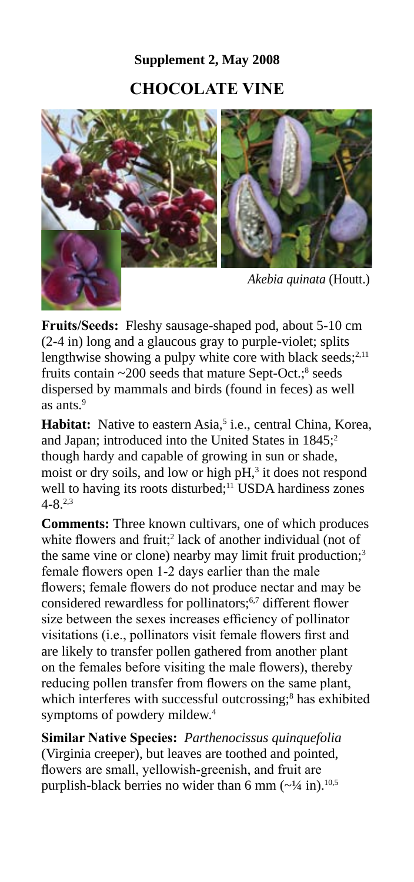**Supplement 2, May 2008**

# CHOCOLATE VINE

*Akebia quinata* (Houtt.)

**Fruits/Seeds:** Fleshy sausage-shaped pod, about 5-10 cm (2-4 in) long and a glaucous gray to purple-violet; splits lengthwise showing a pulpy white core with black seeds;[2,11] fruits contain ~200 seeds that mature Sept-Oct.;[8] seeds dispersed by mammals and birds (found in feces) as well as ants.[9]

**Habitat:** Native to eastern Asia,[5] i.e., central China, Korea, and Japan; introduced into the United States in 1845;[2] though hardy and capable of growing in sun or shade, moist or dry soils, and low or high pH,[3] it does not respond well to having its roots disturbed;[11] USDA hardiness zones 4-8.[2,3]

**Comments:** Three known cultivars, one of which produces white flowers and fruit;[2] lack of another individual (not of the same vine or clone) nearby may limit fruit production;[3] female flowers open 1-2 days earlier than the male flowers; female flowers do not produce nectar and may be considered rewardless for pollinators;[6,7] different flower size between the sexes increases efficiency of pollinator visitations (i.e., pollinators visit female flowers first and are likely to transfer pollen gathered from another plant on the females before visiting the male flowers), thereby reducing pollen transfer from flowers on the same plant, which interferes with successful outcrossing;[8] has exhibited symptoms of powdery mildew.[4]

**Similar Native Species:** *Parthenocissus quinquefolia* (Virginia creeper), but leaves are toothed and pointed, flowers are small, yellowish-greenish, and fruit are purplish-black berries no wider than 6 mm (~¼ in).[10,5]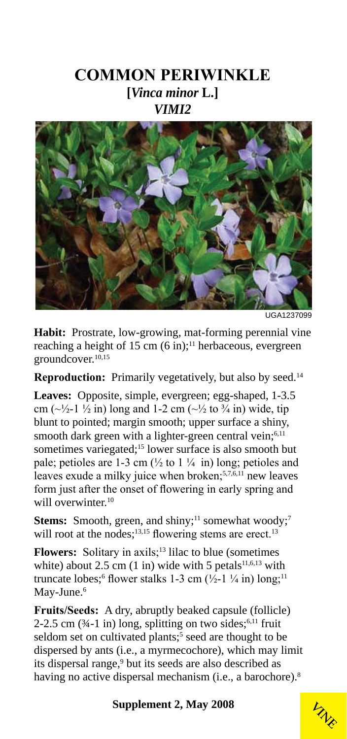# COMMON PERIWINKLE

## [*Vinca minor* L.]

## *VIMI2*

UGA1237099

**Habit:** Prostrate, low-growing, mat-forming perennial vine reaching a height of 15 cm (6 in);[11] herbaceous, evergreen groundcover.[10,15]

**Reproduction:** Primarily vegetatively, but also by seed.[14]

**Leaves:** Opposite, simple, evergreen; egg-shaped, 1-3.5 cm (~½-1 ½ in) long and 1-2 cm (~½ to ¾ in) wide, tip blunt to pointed; margin smooth; upper surface a shiny, smooth dark green with a lighter-green central vein;[6,11] sometimes variegated;[15] lower surface is also smooth but pale; petioles are 1-3 cm (½ to 1 ¼ in) long; petioles and leaves exude a milky juice when broken;[5,7,6,11] new leaves form just after the onset of flowering in early spring and will overwinter.[10]

**Stems:** Smooth, green, and shiny;[11] somewhat woody;[7] will root at the nodes;[13,15] flowering stems are erect.[13]

**Flowers:** Solitary in axils;[13] lilac to blue (sometimes white) about 2.5 cm (1 in) wide with 5 petals[11,6,13] with truncate lobes;[6] flower stalks 1-3 cm (½-1 ¼ in) long;[11] May-June.[6]

**Fruits/Seeds:** A dry, abruptly beaked capsule (follicle) 2-2.5 cm (¾-1 in) long, splitting on two sides;[6,11] fruit seldom set on cultivated plants;[5] seed are thought to be dispersed by ants (i.e., a myrmecochore), which may limit its dispersal range,[9] but its seeds are also described as having no active dispersal mechanism (i.e., a barochore).[8]

**Supplement 2, May 2008**

VINE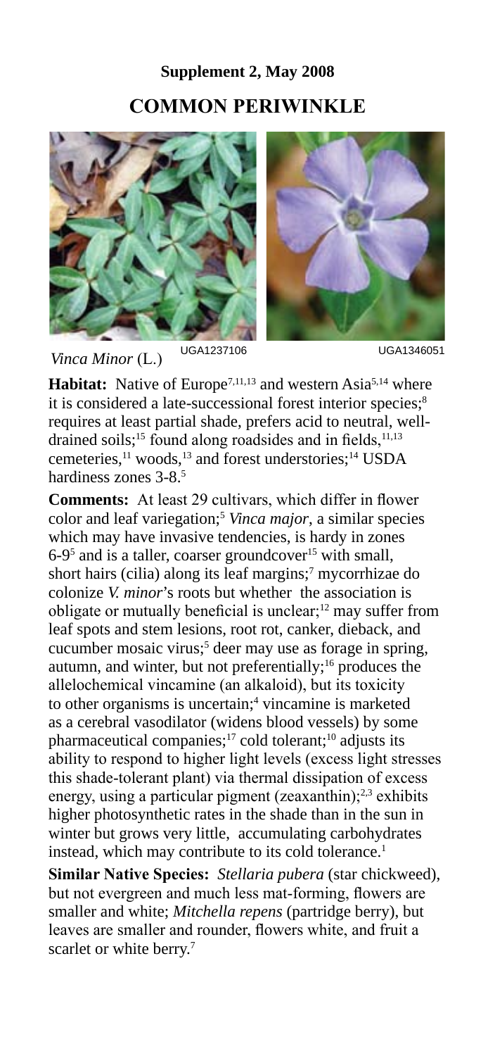## Supplement 2, May 2008

# COMMON PERIWINKLE

*Vinca Minor* (L.) UGA1237106 UGA1346051

**Habitat:** Native of Europe[7,11,13] and western Asia[5,14] where it is considered a late-successional forest interior species;[8] requires at least partial shade, prefers acid to neutral, well-drained soils;[15] found along roadsides and in fields,[11,13] cemeteries,[11] woods,[13] and forest understories;[14] USDA hardiness zones 3-8.[5]

**Comments:** At least 29 cultivars, which differ in flower color and leaf variegation;[5] *Vinca major*, a similar species which may have invasive tendencies, is hardy in zones 6-9[5] and is a taller, coarser groundcover[15] with small, short hairs (cilia) along its leaf margins;[7] mycorrhizae do colonize *V. minor*'s roots but whether the association is obligate or mutually beneficial is unclear;[12] may suffer from leaf spots and stem lesions, root rot, canker, dieback, and cucumber mosaic virus;[5] deer may use as forage in spring, autumn, and winter, but not preferentially;[16] produces the allelochemical vincamine (an alkaloid), but its toxicity to other organisms is uncertain;[4] vincamine is marketed as a cerebral vasodilator (widens blood vessels) by some pharmaceutical companies;[17] cold tolerant;[10] adjusts its ability to respond to higher light levels (excess light stresses this shade-tolerant plant) via thermal dissipation of excess energy, using a particular pigment (zeaxanthin);[2,3] exhibits higher photosynthetic rates in the shade than in the sun in winter but grows very little, accumulating carbohydrates instead, which may contribute to its cold tolerance.[1]

**Similar Native Species:** *Stellaria pubera* (star chickweed), but not evergreen and much less mat-forming, flowers are smaller and white; *Mitchella repens* (partridge berry), but leaves are smaller and rounder, flowers white, and fruit a scarlet or white berry.[7]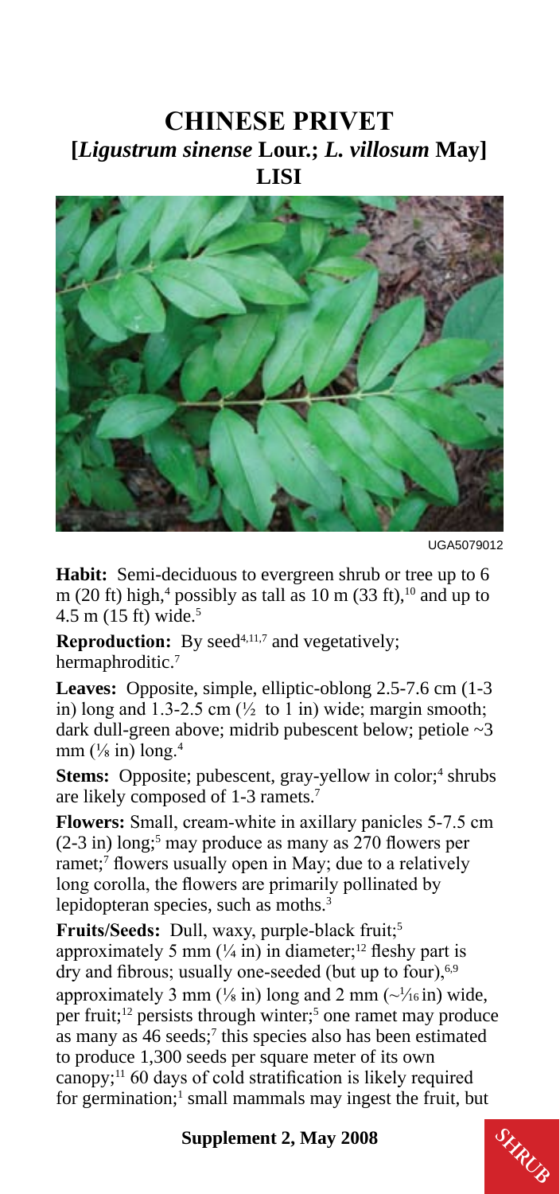# CHINESE PRIVET
## [*Ligustrum sinense* Lour.; *L. villosum* May]
## LISI

UGA5079012

**Habit:** Semi-deciduous to evergreen shrub or tree up to 6 m (20 ft) high,[4] possibly as tall as 10 m (33 ft),[10] and up to 4.5 m (15 ft) wide.[5]

**Reproduction:** By seed[4,11,7] and vegetatively; hermaphroditic.[7]

**Leaves:** Opposite, simple, elliptic-oblong 2.5-7.6 cm (1-3 in) long and 1.3-2.5 cm (½ to 1 in) wide; margin smooth; dark dull-green above; midrib pubescent below; petiole ~3 mm (⅛ in) long.[4]

**Stems:** Opposite; pubescent, gray-yellow in color;[4] shrubs are likely composed of 1-3 ramets.[7]

**Flowers:** Small, cream-white in axillary panicles 5-7.5 cm (2-3 in) long;[5] may produce as many as 270 flowers per ramet;[7] flowers usually open in May; due to a relatively long corolla, the flowers are primarily pollinated by lepidopteran species, such as moths.[3]

**Fruits/Seeds:** Dull, waxy, purple-black fruit;[5] approximately 5 mm (¼ in) in diameter;[12] fleshy part is dry and fibrous; usually one-seeded (but up to four),[6,9] approximately 3 mm (⅛ in) long and 2 mm (~1⁄16 in) wide, per fruit;[12] persists through winter;[5] one ramet may produce as many as 46 seeds;[7] this species also has been estimated to produce 1,300 seeds per square meter of its own canopy;[11] 60 days of cold stratification is likely required for germination;[1] small mammals may ingest the fruit, but

**Supplement 2, May 2008**

SHRUB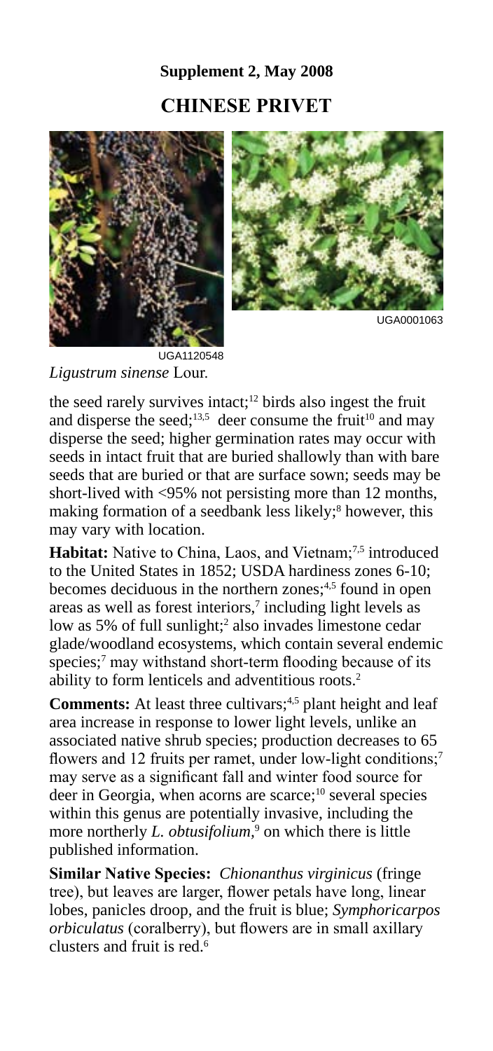**Supplement 2, May 2008**

## CHINESE PRIVET

UGA1120548

UGA0001063

*Ligustrum sinense* Lour.

the seed rarely survives intact;[12] birds also ingest the fruit and disperse the seed;[13,5] deer consume the fruit[10] and may disperse the seed; higher germination rates may occur with seeds in intact fruit that are buried shallowly than with bare seeds that are buried or that are surface sown; seeds may be short-lived with <95% not persisting more than 12 months, making formation of a seedbank less likely;[8] however, this may vary with location.

**Habitat:** Native to China, Laos, and Vietnam;[7,5] introduced to the United States in 1852; USDA hardiness zones 6-10; becomes deciduous in the northern zones;[4,5] found in open areas as well as forest interiors,[7] including light levels as low as 5% of full sunlight;[2] also invades limestone cedar glade/woodland ecosystems, which contain several endemic species;[7] may withstand short-term flooding because of its ability to form lenticels and adventitious roots.[2]

**Comments:** At least three cultivars;[4,5] plant height and leaf area increase in response to lower light levels, unlike an associated native shrub species; production decreases to 65 flowers and 12 fruits per ramet, under low-light conditions;[7] may serve as a significant fall and winter food source for deer in Georgia, when acorns are scarce;[10] several species within this genus are potentially invasive, including the more northerly *L. obtusifolium*,[9] on which there is little published information.

**Similar Native Species:** *Chionanthus virginicus* (fringe tree), but leaves are larger, flower petals have long, linear lobes, panicles droop, and the fruit is blue; *Symphoricarpos orbiculatus* (coralberry), but flowers are in small axillary clusters and fruit is red.[6]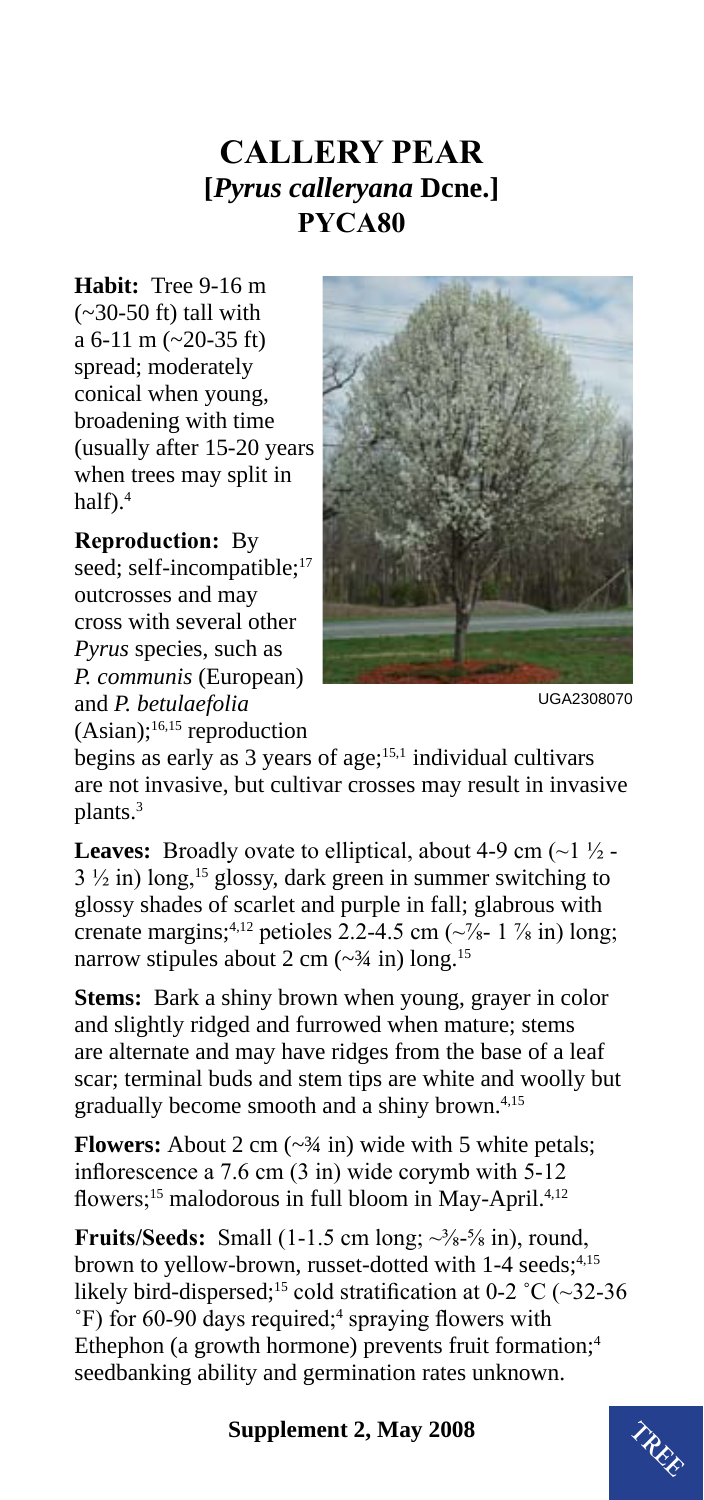# CALLERY PEAR
## [*Pyrus calleryana* Dcne.]
## PYCA80

**Habit:** Tree 9-16 m (~30-50 ft) tall with a 6-11 m (~20-35 ft) spread; moderately conical when young, broadening with time (usually after 15-20 years when trees may split in half).[4]

UGA2308070

**Reproduction:** By seed; self-incompatible;[17] outcrosses and may cross with several other *Pyrus* species, such as *P. communis* (European) and *P. betulaefolia* (Asian);[16,15] reproduction begins as early as 3 years of age;[15,1] individual cultivars are not invasive, but cultivar crosses may result in invasive plants.[3]

**Leaves:** Broadly ovate to elliptical, about 4-9 cm (~1 ½ - 3 ½ in) long,[15] glossy, dark green in summer switching to glossy shades of scarlet and purple in fall; glabrous with crenate margins;[4,12] petioles 2.2-4.5 cm (~⅞- 1 ⅞ in) long; narrow stipules about 2 cm (~¾ in) long.[15]

**Stems:** Bark a shiny brown when young, grayer in color and slightly ridged and furrowed when mature; stems are alternate and may have ridges from the base of a leaf scar; terminal buds and stem tips are white and woolly but gradually become smooth and a shiny brown.[4,15]

**Flowers:** About 2 cm (~¾ in) wide with 5 white petals; inflorescence a 7.6 cm (3 in) wide corymb with 5-12 flowers;[15] malodorous in full bloom in May-April.[4,12]

**Fruits/Seeds:** Small (1-1.5 cm long; ~⅜-⅝ in), round, brown to yellow-brown, russet-dotted with 1-4 seeds;[4,15] likely bird-dispersed;[15] cold stratification at 0-2 ˚C (~32-36 ˚F) for 60-90 days required;[4] spraying flowers with Ethephon (a growth hormone) prevents fruit formation;[4] seedbanking ability and germination rates unknown.

**Supplement 2, May 2008**

TREE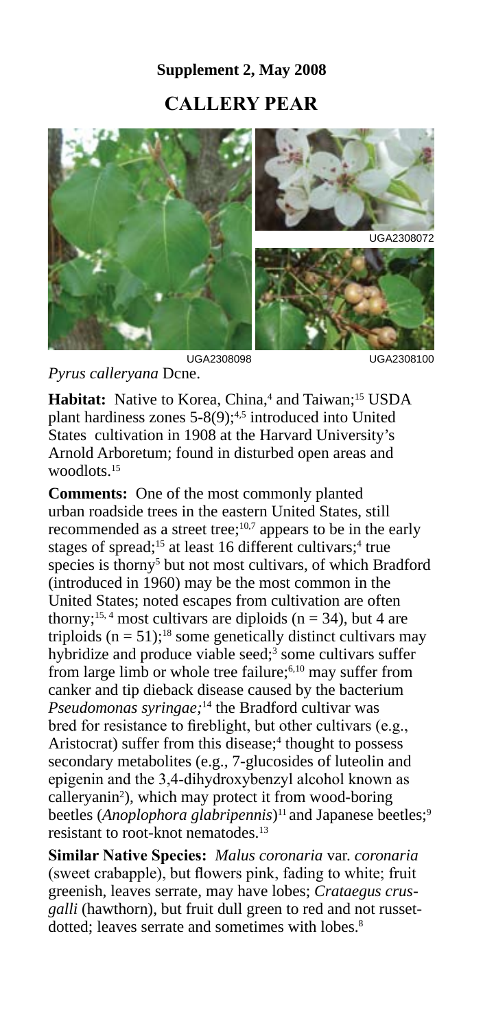**Supplement 2, May 2008**

# CALLERY PEAR

UGA2308072

UGA2308098 UGA2308100

*Pyrus calleryana* Dcne.

**Habitat:** Native to Korea, China,[4] and Taiwan;[15] USDA plant hardiness zones 5-8(9);[4,5] introduced into United States cultivation in 1908 at the Harvard University's Arnold Arboretum; found in disturbed open areas and woodlots.[15]

**Comments:** One of the most commonly planted urban roadside trees in the eastern United States, still recommended as a street tree;[10,7] appears to be in the early stages of spread;[15] at least 16 different cultivars;[4] true species is thorny[5] but not most cultivars, of which Bradford (introduced in 1960) may be the most common in the United States; noted escapes from cultivation are often thorny;[15,4] most cultivars are diploids ($n = 34$), but 4 are triploids ($n = 51$);[18] some genetically distinct cultivars may hybridize and produce viable seed;[3] some cultivars suffer from large limb or whole tree failure;[6,10] may suffer from canker and tip dieback disease caused by the bacterium *Pseudomonas syringae;*[14] the Bradford cultivar was bred for resistance to fireblight, but other cultivars (e.g., Aristocrat) suffer from this disease;[4] thought to possess secondary metabolites (e.g., 7-glucosides of luteolin and epigenin and the 3,4-dihydroxybenzyl alcohol known as calleryanin[2]), which may protect it from wood-boring beetles (*Anoplophora glabripennis*)[11] and Japanese beetles;[9] resistant to root-knot nematodes.[13]

**Similar Native Species:** *Malus coronaria* var. *coronaria* (sweet crabapple), but flowers pink, fading to white; fruit greenish, leaves serrate, may have lobes; *Crataegus crus-galli* (hawthorn), but fruit dull green to red and not russet-dotted; leaves serrate and sometimes with lobes.[8]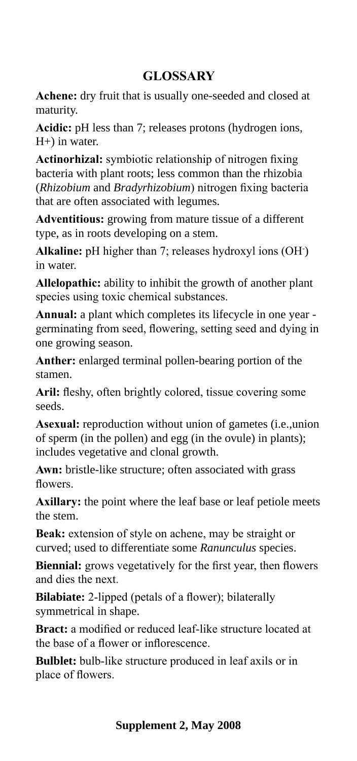# GLOSSARY

**Achene:** dry fruit that is usually one-seeded and closed at maturity.

**Acidic:** pH less than 7; releases protons (hydrogen ions, H+) in water.

**Actinorhizal:** symbiotic relationship of nitrogen fixing bacteria with plant roots; less common than the rhizobia (*Rhizobium* and *Bradyrhizobium*) nitrogen fixing bacteria that are often associated with legumes.

**Adventitious:** growing from mature tissue of a different type, as in roots developing on a stem.

**Alkaline:** pH higher than 7; releases hydroxyl ions ($OH^-$) in water.

**Allelopathic:** ability to inhibit the growth of another plant species using toxic chemical substances.

**Annual:** a plant which completes its lifecycle in one year - germinating from seed, flowering, setting seed and dying in one growing season.

**Anther:** enlarged terminal pollen-bearing portion of the stamen.

**Aril:** fleshy, often brightly colored, tissue covering some seeds.

**Asexual:** reproduction without union of gametes (i.e.,union of sperm (in the pollen) and egg (in the ovule) in plants); includes vegetative and clonal growth.

**Awn:** bristle-like structure; often associated with grass flowers.

**Axillary:** the point where the leaf base or leaf petiole meets the stem.

**Beak:** extension of style on achene, may be straight or curved; used to differentiate some *Ranunculus* species.

**Biennial:** grows vegetatively for the first year, then flowers and dies the next.

**Bilabiate:** 2-lipped (petals of a flower); bilaterally symmetrical in shape.

**Bract:** a modified or reduced leaf-like structure located at the base of a flower or inflorescence.

**Bulblet:** bulb-like structure produced in leaf axils or in place of flowers.

**Supplement 2, May 2008**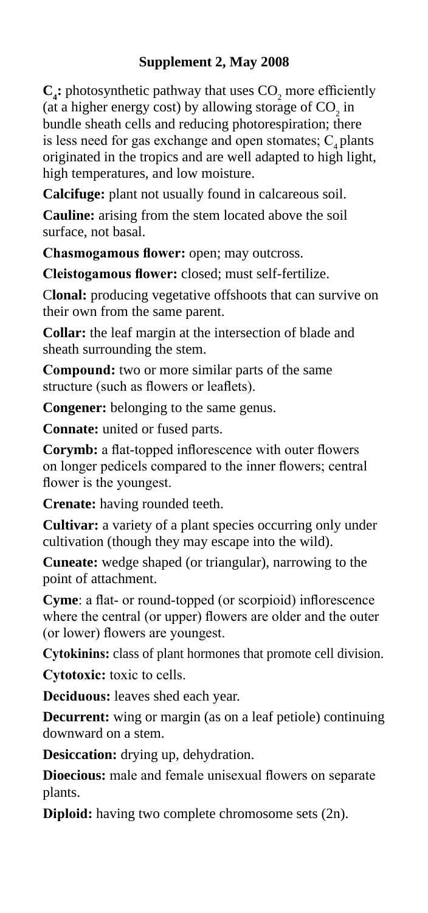**Supplement 2, May 2008**

**$C_4$:** photosynthetic pathway that uses $CO_2$ more efficiently (at a higher energy cost) by allowing storage of $CO_2$ in bundle sheath cells and reducing photorespiration; there is less need for gas exchange and open stomates; $C_4$ plants originated in the tropics and are well adapted to high light, high temperatures, and low moisture.

**Calcifuge:** plant not usually found in calcareous soil.

**Cauline:** arising from the stem located above the soil surface, not basal.

**Chasmogamous flower:** open; may outcross.

**Cleistogamous flower:** closed; must self-fertilize.

**Clonal:** producing vegetative offshoots that can survive on their own from the same parent.

**Collar:** the leaf margin at the intersection of blade and sheath surrounding the stem.

**Compound:** two or more similar parts of the same structure (such as flowers or leaflets).

**Congener:** belonging to the same genus.

**Connate:** united or fused parts.

**Corymb:** a flat-topped inflorescence with outer flowers on longer pedicels compared to the inner flowers; central flower is the youngest.

**Crenate:** having rounded teeth.

**Cultivar:** a variety of a plant species occurring only under cultivation (though they may escape into the wild).

**Cuneate:** wedge shaped (or triangular), narrowing to the point of attachment.

**Cyme**: a flat- or round-topped (or scorpioid) inflorescence where the central (or upper) flowers are older and the outer (or lower) flowers are youngest.

**Cytokinins:** class of plant hormones that promote cell division.

**Cytotoxic:** toxic to cells.

**Deciduous:** leaves shed each year.

**Decurrent:** wing or margin (as on a leaf petiole) continuing downward on a stem.

**Desiccation:** drying up, dehydration.

**Dioecious:** male and female unisexual flowers on separate plants.

**Diploid:** having two complete chromosome sets (2n).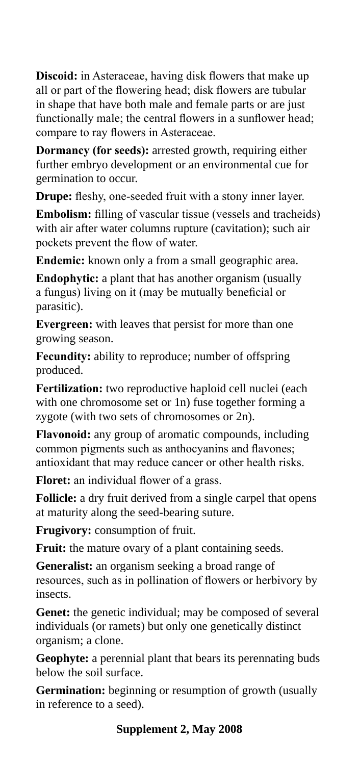**Discoid:** in Asteraceae, having disk flowers that make up all or part of the flowering head; disk flowers are tubular in shape that have both male and female parts or are just functionally male; the central flowers in a sunflower head; compare to ray flowers in Asteraceae.

**Dormancy (for seeds):** arrested growth, requiring either further embryo development or an environmental cue for germination to occur.

**Drupe:** fleshy, one-seeded fruit with a stony inner layer.

**Embolism:** filling of vascular tissue (vessels and tracheids) with air after water columns rupture (cavitation); such air pockets prevent the flow of water.

**Endemic:** known only a from a small geographic area.

**Endophytic:** a plant that has another organism (usually a fungus) living on it (may be mutually beneficial or parasitic).

**Evergreen:** with leaves that persist for more than one growing season.

**Fecundity:** ability to reproduce; number of offspring produced.

**Fertilization:** two reproductive haploid cell nuclei (each with one chromosome set or 1n) fuse together forming a zygote (with two sets of chromosomes or 2n).

**Flavonoid:** any group of aromatic compounds, including common pigments such as anthocyanins and flavones; antioxidant that may reduce cancer or other health risks.

**Floret:** an individual flower of a grass.

**Follicle:** a dry fruit derived from a single carpel that opens at maturity along the seed-bearing suture.

**Frugivory:** consumption of fruit.

**Fruit:** the mature ovary of a plant containing seeds.

**Generalist:** an organism seeking a broad range of resources, such as in pollination of flowers or herbivory by insects.

**Genet:** the genetic individual; may be composed of several individuals (or ramets) but only one genetically distinct organism; a clone.

**Geophyte:** a perennial plant that bears its perennating buds below the soil surface.

**Germination:** beginning or resumption of growth (usually in reference to a seed).

**Supplement 2, May 2008**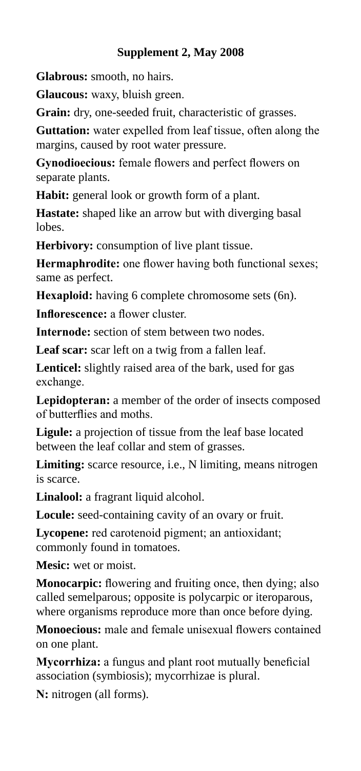## Supplement 2, May 2008

**Glabrous:** smooth, no hairs.

**Glaucous:** waxy, bluish green.

**Grain:** dry, one-seeded fruit, characteristic of grasses.

**Guttation:** water expelled from leaf tissue, often along the margins, caused by root water pressure.

**Gynodioecious:** female flowers and perfect flowers on separate plants.

**Habit:** general look or growth form of a plant.

**Hastate:** shaped like an arrow but with diverging basal lobes.

**Herbivory:** consumption of live plant tissue.

**Hermaphrodite:** one flower having both functional sexes; same as perfect.

**Hexaploid:** having 6 complete chromosome sets (6n).

**Inflorescence:** a flower cluster.

**Internode:** section of stem between two nodes.

**Leaf scar:** scar left on a twig from a fallen leaf.

**Lenticel:** slightly raised area of the bark, used for gas exchange.

**Lepidopteran:** a member of the order of insects composed of butterflies and moths.

**Ligule:** a projection of tissue from the leaf base located between the leaf collar and stem of grasses.

**Limiting:** scarce resource, i.e., N limiting, means nitrogen is scarce.

**Linalool:** a fragrant liquid alcohol.

**Locule:** seed-containing cavity of an ovary or fruit.

**Lycopene:** red carotenoid pigment; an antioxidant; commonly found in tomatoes.

**Mesic:** wet or moist.

**Monocarpic:** flowering and fruiting once, then dying; also called semelparous; opposite is polycarpic or iteroparous, where organisms reproduce more than once before dying.

**Monoecious:** male and female unisexual flowers contained on one plant.

**Mycorrhiza:** a fungus and plant root mutually beneficial association (symbiosis); mycorrhizae is plural.

**N:** nitrogen (all forms).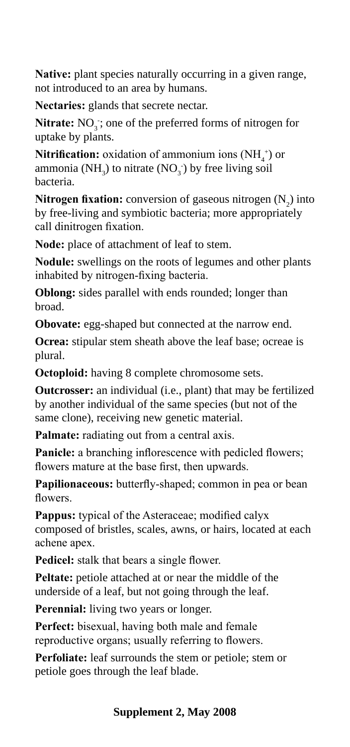**Native:** plant species naturally occurring in a given range, not introduced to an area by humans.

**Nectaries:** glands that secrete nectar.

**Nitrate:** $NO_3^-$; one of the preferred forms of nitrogen for uptake by plants.

**Nitrification:** oxidation of ammonium ions ($NH_4^+$) or ammonia ($NH_3$) to nitrate ($NO_3^-$) by free living soil bacteria.

**Nitrogen fixation:** conversion of gaseous nitrogen ($N_2$) into by free-living and symbiotic bacteria; more appropriately call dinitrogen fixation.

**Node:** place of attachment of leaf to stem.

**Nodule:** swellings on the roots of legumes and other plants inhabited by nitrogen-fixing bacteria.

**Oblong:** sides parallel with ends rounded; longer than broad.

**Obovate:** egg-shaped but connected at the narrow end.

**Ocrea:** stipular stem sheath above the leaf base; ocreae is plural.

**Octoploid:** having 8 complete chromosome sets.

**Outcrosser:** an individual (i.e., plant) that may be fertilized by another individual of the same species (but not of the same clone), receiving new genetic material.

**Palmate:** radiating out from a central axis.

**Panicle:** a branching inflorescence with pedicled flowers; flowers mature at the base first, then upwards.

**Papilionaceous:** butterfly-shaped; common in pea or bean flowers.

**Pappus:** typical of the Asteraceae; modified calyx composed of bristles, scales, awns, or hairs, located at each achene apex.

**Pedicel:** stalk that bears a single flower.

**Peltate:** petiole attached at or near the middle of the underside of a leaf, but not going through the leaf.

**Perennial:** living two years or longer.

**Perfect:** bisexual, having both male and female reproductive organs; usually referring to flowers.

**Perfoliate:** leaf surrounds the stem or petiole; stem or petiole goes through the leaf blade.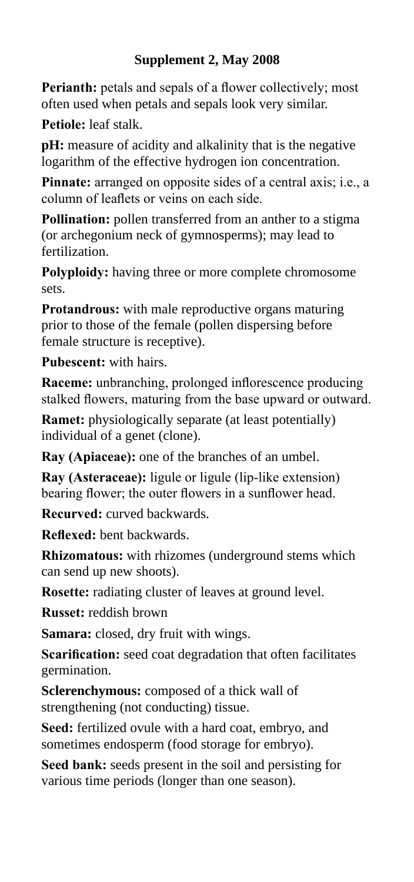**Supplement 2, May 2008**

**Perianth:** petals and sepals of a flower collectively; most often used when petals and sepals look very similar.

**Petiole:** leaf stalk.

**pH:** measure of acidity and alkalinity that is the negative logarithm of the effective hydrogen ion concentration.

**Pinnate:** arranged on opposite sides of a central axis; i.e., a column of leaflets or veins on each side.

**Pollination:** pollen transferred from an anther to a stigma (or archegonium neck of gymnosperms); may lead to fertilization.

**Polyploidy:** having three or more complete chromosome sets.

**Protandrous:** with male reproductive organs maturing prior to those of the female (pollen dispersing before female structure is receptive).

**Pubescent:** with hairs.

**Raceme:** unbranching, prolonged inflorescence producing stalked flowers, maturing from the base upward or outward.

**Ramet:** physiologically separate (at least potentially) individual of a genet (clone).

**Ray (Apiaceae):** one of the branches of an umbel.

**Ray (Asteraceae):** ligule or ligule (lip-like extension) bearing flower; the outer flowers in a sunflower head.

**Recurved:** curved backwards.

**Reflexed:** bent backwards.

**Rhizomatous:** with rhizomes (underground stems which can send up new shoots).

**Rosette:** radiating cluster of leaves at ground level.

**Russet:** reddish brown

**Samara:** closed, dry fruit with wings.

**Scarification:** seed coat degradation that often facilitates germination.

**Sclerenchymous:** composed of a thick wall of strengthening (not conducting) tissue.

**Seed:** fertilized ovule with a hard coat, embryo, and sometimes endosperm (food storage for embryo).

**Seed bank:** seeds present in the soil and persisting for various time periods (longer than one season).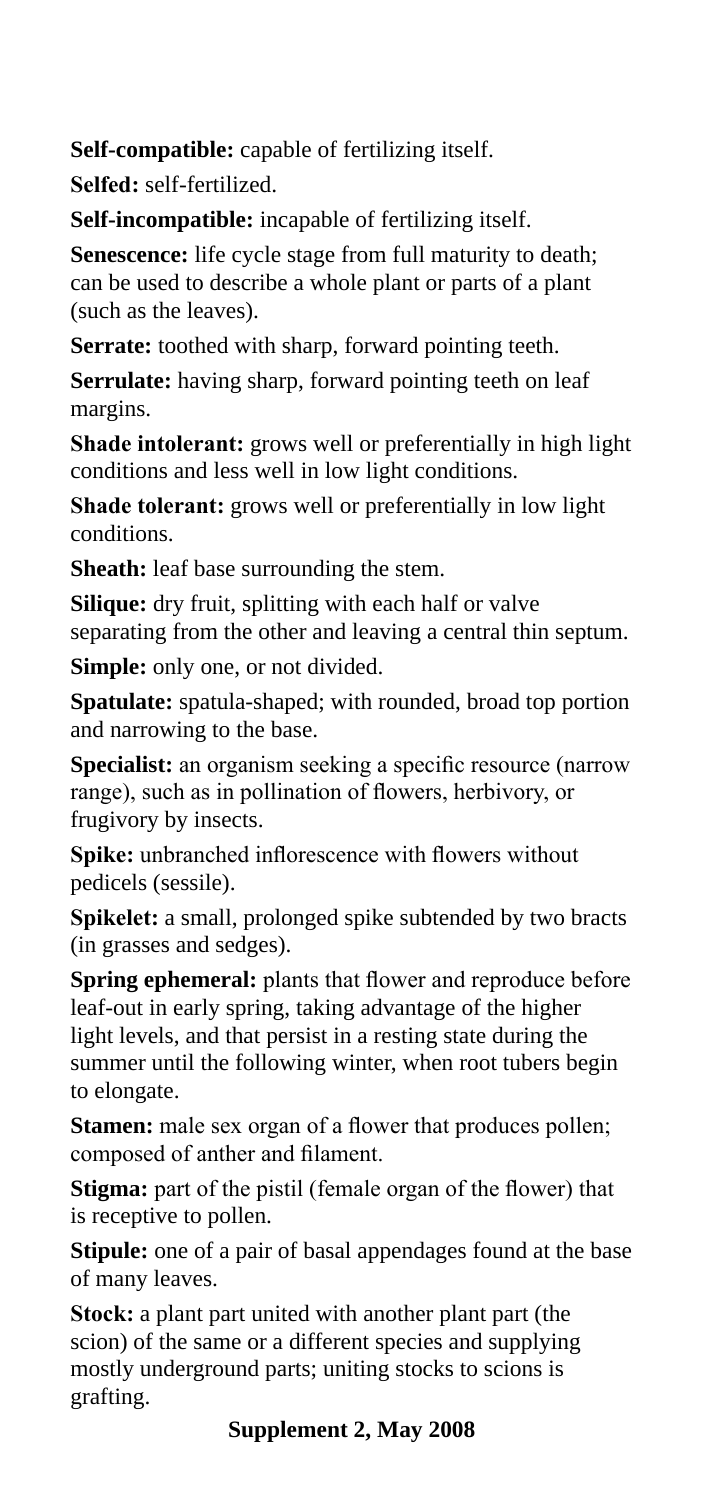**Self-compatible:** capable of fertilizing itself.

**Selfed:** self-fertilized.

**Self-incompatible:** incapable of fertilizing itself.

**Senescence:** life cycle stage from full maturity to death; can be used to describe a whole plant or parts of a plant (such as the leaves).

**Serrate:** toothed with sharp, forward pointing teeth.

**Serrulate:** having sharp, forward pointing teeth on leaf margins.

**Shade intolerant:** grows well or preferentially in high light conditions and less well in low light conditions.

**Shade tolerant:** grows well or preferentially in low light conditions.

**Sheath:** leaf base surrounding the stem.

**Silique:** dry fruit, splitting with each half or valve separating from the other and leaving a central thin septum.

**Simple:** only one, or not divided.

**Spatulate:** spatula-shaped; with rounded, broad top portion and narrowing to the base.

**Specialist:** an organism seeking a specific resource (narrow range), such as in pollination of flowers, herbivory, or frugivory by insects.

**Spike:** unbranched inflorescence with flowers without pedicels (sessile).

**Spikelet:** a small, prolonged spike subtended by two bracts (in grasses and sedges).

**Spring ephemeral:** plants that flower and reproduce before leaf-out in early spring, taking advantage of the higher light levels, and that persist in a resting state during the summer until the following winter, when root tubers begin to elongate.

**Stamen:** male sex organ of a flower that produces pollen; composed of anther and filament.

**Stigma:** part of the pistil (female organ of the flower) that is receptive to pollen.

**Stipule:** one of a pair of basal appendages found at the base of many leaves.

**Stock:** a plant part united with another plant part (the scion) of the same or a different species and supplying mostly underground parts; uniting stocks to scions is grafting.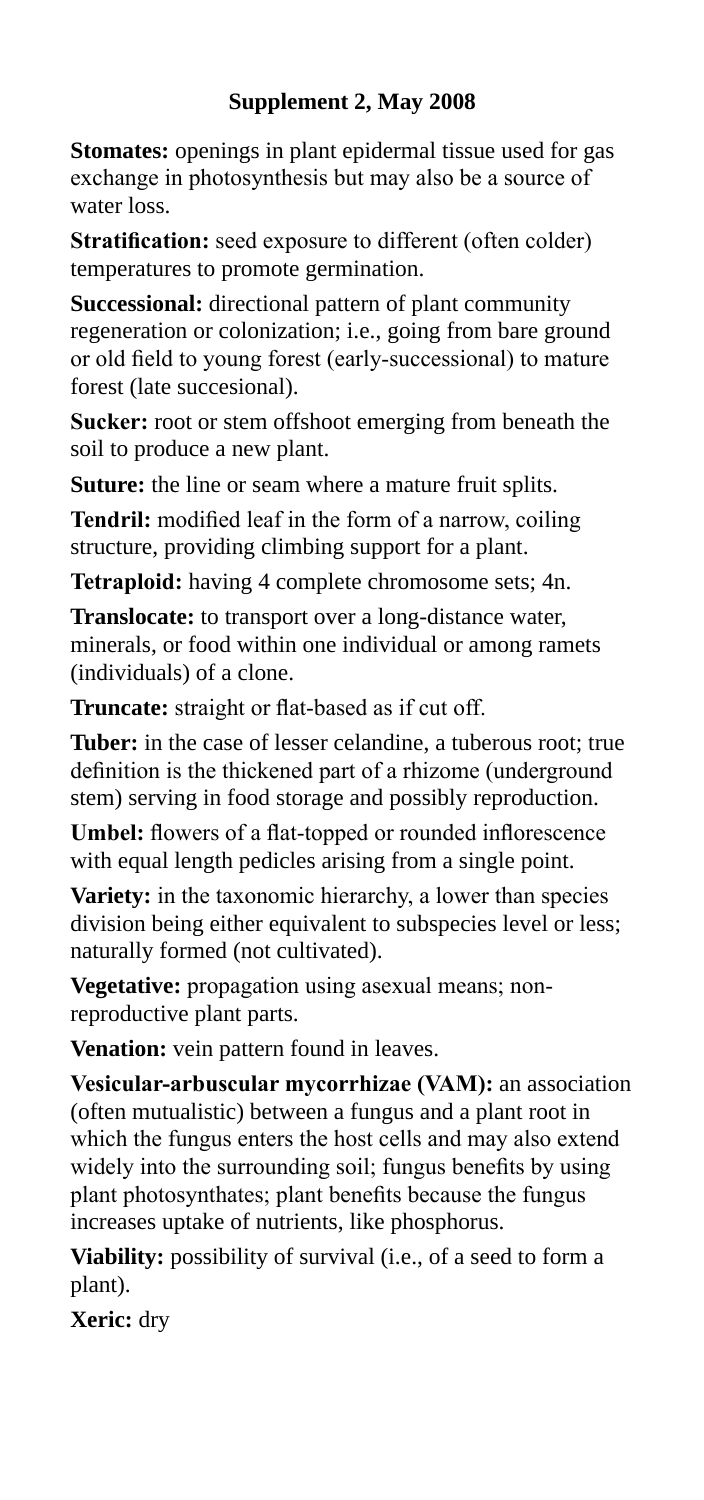**Stomates:** openings in plant epidermal tissue used for gas exchange in photosynthesis but may also be a source of water loss.

**Stratification:** seed exposure to different (often colder) temperatures to promote germination.

**Successional:** directional pattern of plant community regeneration or colonization; i.e., going from bare ground or old field to young forest (early-successional) to mature forest (late succesional).

**Sucker:** root or stem offshoot emerging from beneath the soil to produce a new plant.

**Suture:** the line or seam where a mature fruit splits.

**Tendril:** modified leaf in the form of a narrow, coiling structure, providing climbing support for a plant.

**Tetraploid:** having 4 complete chromosome sets; 4n.

**Translocate:** to transport over a long-distance water, minerals, or food within one individual or among ramets (individuals) of a clone.

**Truncate:** straight or flat-based as if cut off.

**Tuber:** in the case of lesser celandine, a tuberous root; true definition is the thickened part of a rhizome (underground stem) serving in food storage and possibly reproduction.

**Umbel:** flowers of a flat-topped or rounded inflorescence with equal length pedicles arising from a single point.

**Variety:** in the taxonomic hierarchy, a lower than species division being either equivalent to subspecies level or less; naturally formed (not cultivated).

**Vegetative:** propagation using asexual means; non-reproductive plant parts.

**Venation:** vein pattern found in leaves.

**Vesicular-arbuscular mycorrhizae (VAM):** an association (often mutualistic) between a fungus and a plant root in which the fungus enters the host cells and may also extend widely into the surrounding soil; fungus benefits by using plant photosynthates; plant benefits because the fungus increases uptake of nutrients, like phosphorus.

**Viability:** possibility of survival (i.e., of a seed to form a plant).

**Xeric:** dry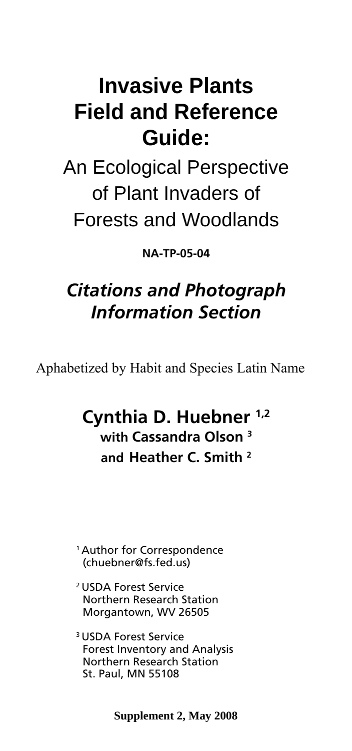# Invasive Plants Field and Reference Guide:

An Ecological Perspective of Plant Invaders of Forests and Woodlands

**NA-TP-05-04**

## *Citations and Photograph Information Section*

Aphabetized by Habit and Species Latin Name

**Cynthia D. Huebner [1,2]**
**with Cassandra Olson [3]**
**and Heather C. Smith [2]**

[1] Author for Correspondence (chuebner@fs.fed.us)

[2] USDA Forest Service
Northern Research Station
Morgantown, WV 26505

[3] USDA Forest Service
Forest Inventory and Analysis
Northern Research Station
St. Paul, MN 55108

**Supplement 2, May 2008**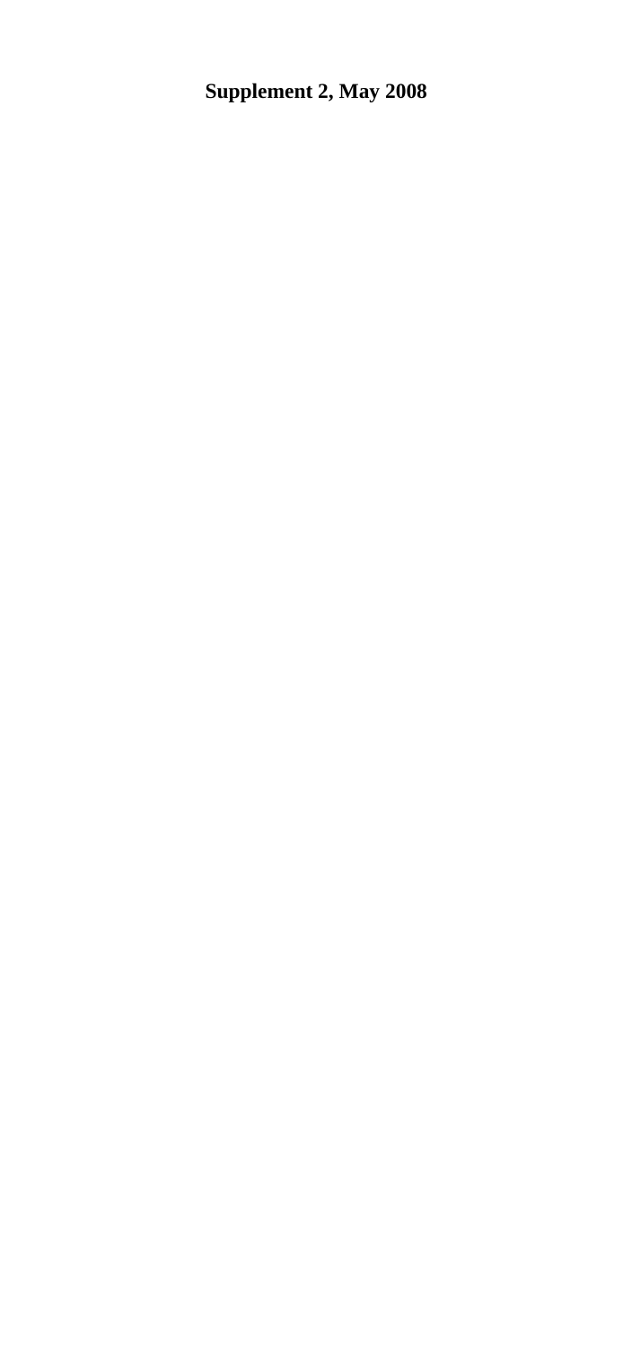**Supplement 2, May 2008**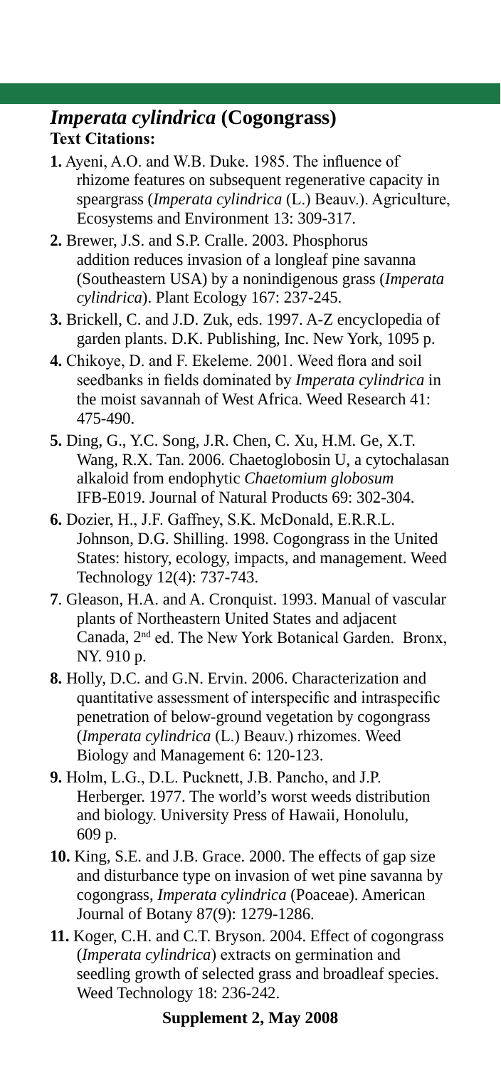## *Imperata cylindrica* (Cogongrass)

### Text Citations:

**1.** Ayeni, A.O. and W.B. Duke. 1985. The influence of rhizome features on subsequent regenerative capacity in speargrass (*Imperata cylindrica* (L.) Beauv.). Agriculture, Ecosystems and Environment 13: 309-317.

**2.** Brewer, J.S. and S.P. Cralle. 2003. Phosphorus addition reduces invasion of a longleaf pine savanna (Southeastern USA) by a nonindigenous grass (*Imperata cylindrica*). Plant Ecology 167: 237-245.

**3.** Brickell, C. and J.D. Zuk, eds. 1997. A-Z encyclopedia of garden plants. D.K. Publishing, Inc. New York, 1095 p.

**4.** Chikoye, D. and F. Ekeleme. 2001. Weed flora and soil seedbanks in fields dominated by *Imperata cylindrica* in the moist savannah of West Africa. Weed Research 41: 475-490.

**5.** Ding, G., Y.C. Song, J.R. Chen, C. Xu, H.M. Ge, X.T. Wang, R.X. Tan. 2006. Chaetoglobosin U, a cytochalasan alkaloid from endophytic *Chaetomium globosum* IFB-E019. Journal of Natural Products 69: 302-304.

**6.** Dozier, H., J.F. Gaffney, S.K. McDonald, E.R.R.L. Johnson, D.G. Shilling. 1998. Cogongrass in the United States: history, ecology, impacts, and management. Weed Technology 12(4): 737-743.

**7**. Gleason, H.A. and A. Cronquist. 1993. Manual of vascular plants of Northeastern United States and adjacent Canada, 2nd ed. The New York Botanical Garden. Bronx, NY. 910 p.

**8.** Holly, D.C. and G.N. Ervin. 2006. Characterization and quantitative assessment of interspecific and intraspecific penetration of below-ground vegetation by cogongrass (*Imperata cylindrica* (L.) Beauv.) rhizomes. Weed Biology and Management 6: 120-123.

**9.** Holm, L.G., D.L. Pucknett, J.B. Pancho, and J.P. Herberger. 1977. The world's worst weeds distribution and biology. University Press of Hawaii, Honolulu, 609 p.

**10.** King, S.E. and J.B. Grace. 2000. The effects of gap size and disturbance type on invasion of wet pine savanna by cogongrass, *Imperata cylindrica* (Poaceae). American Journal of Botany 87(9): 1279-1286.

**11.** Koger, C.H. and C.T. Bryson. 2004. Effect of cogongrass (*Imperata cylindrica*) extracts on germination and seedling growth of selected grass and broadleaf species. Weed Technology 18: 236-242.

**Supplement 2, May 2008**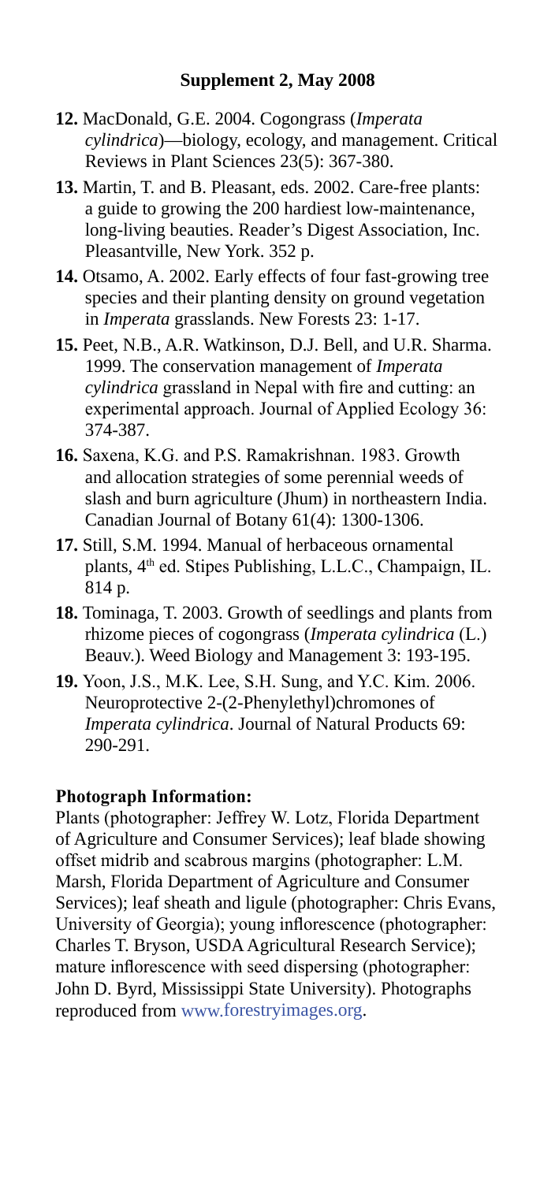**Supplement 2, May 2008**

12. MacDonald, G.E. 2004. Cogongrass (*Imperata cylindrica*)—biology, ecology, and management. Critical Reviews in Plant Sciences 23(5): 367-380.
13. Martin, T. and B. Pleasant, eds. 2002. Care-free plants: a guide to growing the 200 hardiest low-maintenance, long-living beauties. Reader's Digest Association, Inc. Pleasantville, New York. 352 p.
14. Otsamo, A. 2002. Early effects of four fast-growing tree species and their planting density on ground vegetation in *Imperata* grasslands. New Forests 23: 1-17.
15. Peet, N.B., A.R. Watkinson, D.J. Bell, and U.R. Sharma. 1999. The conservation management of *Imperata cylindrica* grassland in Nepal with fire and cutting: an experimental approach. Journal of Applied Ecology 36: 374-387.
16. Saxena, K.G. and P.S. Ramakrishnan. 1983. Growth and allocation strategies of some perennial weeds of slash and burn agriculture (Jhum) in northeastern India. Canadian Journal of Botany 61(4): 1300-1306.
17. Still, S.M. 1994. Manual of herbaceous ornamental plants, 4th ed. Stipes Publishing, L.L.C., Champaign, IL. 814 p.
18. Tominaga, T. 2003. Growth of seedlings and plants from rhizome pieces of cogongrass (*Imperata cylindrica* (L.) Beauv.). Weed Biology and Management 3: 193-195.
19. Yoon, J.S., M.K. Lee, S.H. Sung, and Y.C. Kim. 2006. Neuroprotective 2-(2-Phenylethyl)chromones of *Imperata cylindrica*. Journal of Natural Products 69: 290-291.

**Photograph Information:**

Plants (photographer: Jeffrey W. Lotz, Florida Department of Agriculture and Consumer Services); leaf blade showing offset midrib and scabrous margins (photographer: L.M. Marsh, Florida Department of Agriculture and Consumer Services); leaf sheath and ligule (photographer: Chris Evans, University of Georgia); young inflorescence (photographer: Charles T. Bryson, USDA Agricultural Research Service); mature inflorescence with seed dispersing (photographer: John D. Byrd, Mississippi State University). Photographs reproduced from www.forestryimages.org.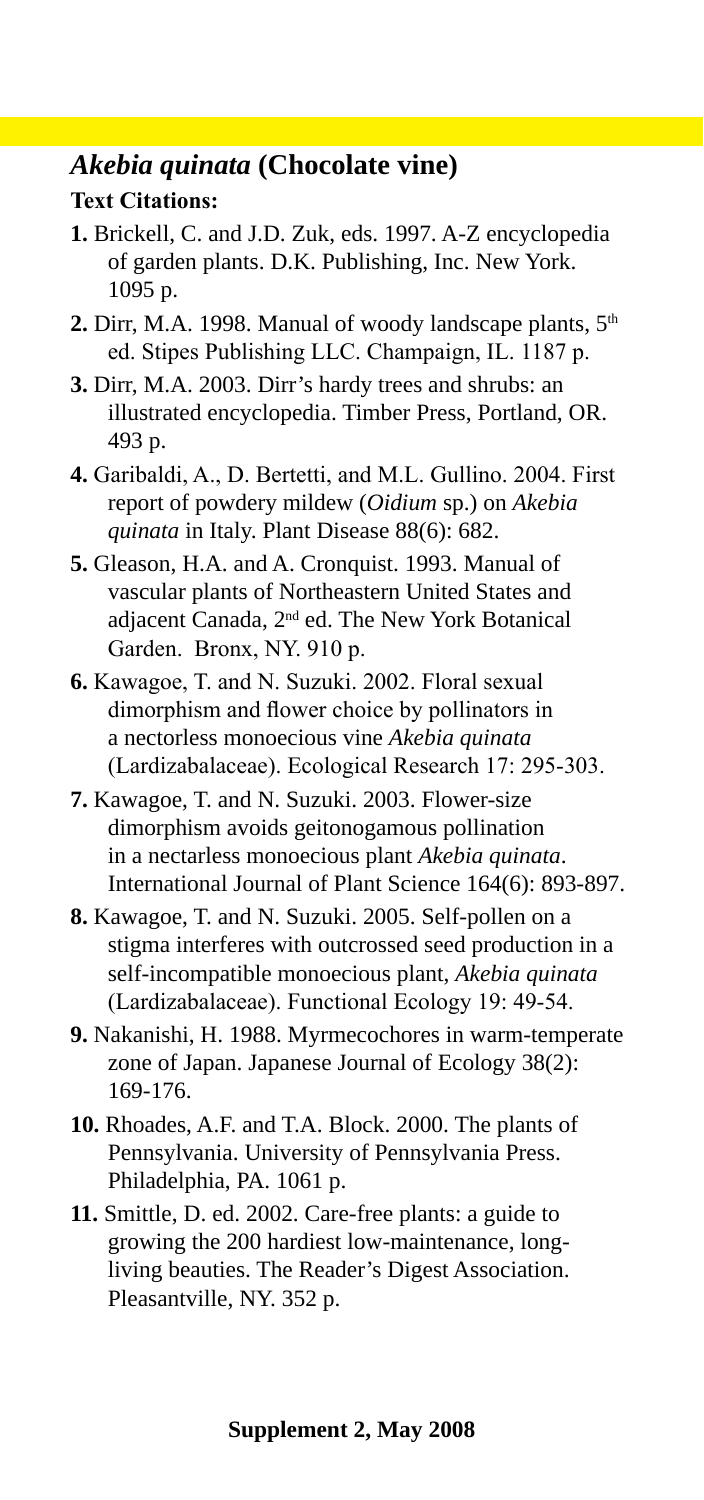## *Akebia quinata* (Chocolate vine)

### Text Citations:

**1.** Brickell, C. and J.D. Zuk, eds. 1997. A-Z encyclopedia of garden plants. D.K. Publishing, Inc. New York. 1095 p.

**2.** Dirr, M.A. 1998. Manual of woody landscape plants, 5th ed. Stipes Publishing LLC. Champaign, IL. 1187 p.

**3.** Dirr, M.A. 2003. Dirr's hardy trees and shrubs: an illustrated encyclopedia. Timber Press, Portland, OR. 493 p.

**4.** Garibaldi, A., D. Bertetti, and M.L. Gullino. 2004. First report of powdery mildew (*Oidium* sp.) on *Akebia quinata* in Italy. Plant Disease 88(6): 682.

**5.** Gleason, H.A. and A. Cronquist. 1993. Manual of vascular plants of Northeastern United States and adjacent Canada, 2nd ed. The New York Botanical Garden. Bronx, NY. 910 p.

**6.** Kawagoe, T. and N. Suzuki. 2002. Floral sexual dimorphism and flower choice by pollinators in a nectorless monoecious vine *Akebia quinata* (Lardizabalaceae). Ecological Research 17: 295-303.

**7.** Kawagoe, T. and N. Suzuki. 2003. Flower-size dimorphism avoids geitonogamous pollination in a nectarless monoecious plant *Akebia quinata*. International Journal of Plant Science 164(6): 893-897.

**8.** Kawagoe, T. and N. Suzuki. 2005. Self-pollen on a stigma interferes with outcrossed seed production in a self-incompatible monoecious plant, *Akebia quinata* (Lardizabalaceae). Functional Ecology 19: 49-54.

**9.** Nakanishi, H. 1988. Myrmecochores in warm-temperate zone of Japan. Japanese Journal of Ecology 38(2): 169-176.

**10.** Rhoades, A.F. and T.A. Block. 2000. The plants of Pennsylvania. University of Pennsylvania Press. Philadelphia, PA. 1061 p.

**11.** Smittle, D. ed. 2002. Care-free plants: a guide to growing the 200 hardiest low-maintenance, long-living beauties. The Reader's Digest Association. Pleasantville, NY. 352 p.

**Supplement 2, May 2008**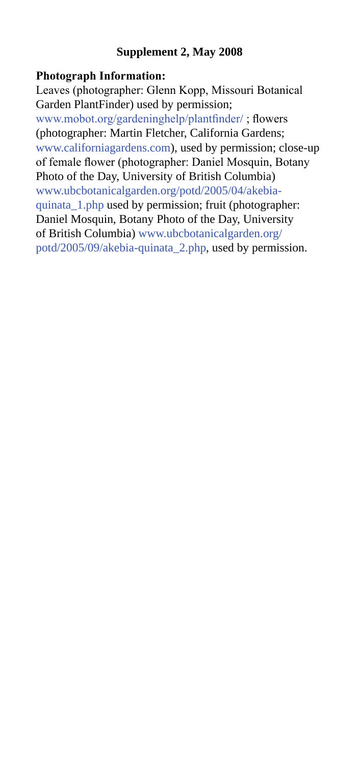**Supplement 2, May 2008**

**Photograph Information:**

Leaves (photographer: Glenn Kopp, Missouri Botanical Garden PlantFinder) used by permission; www.mobot.org/gardeninghelp/plantfinder/ ; flowers (photographer: Martin Fletcher, California Gardens; www.californiagardens.com), used by permission; close-up of female flower (photographer: Daniel Mosquin, Botany Photo of the Day, University of British Columbia) www.ubcbotanicalgarden.org/potd/2005/04/akebia-quinata_1.php used by permission; fruit (photographer: Daniel Mosquin, Botany Photo of the Day, University of British Columbia) www.ubcbotanicalgarden.org/potd/2005/09/akebia-quinata_2.php, used by permission.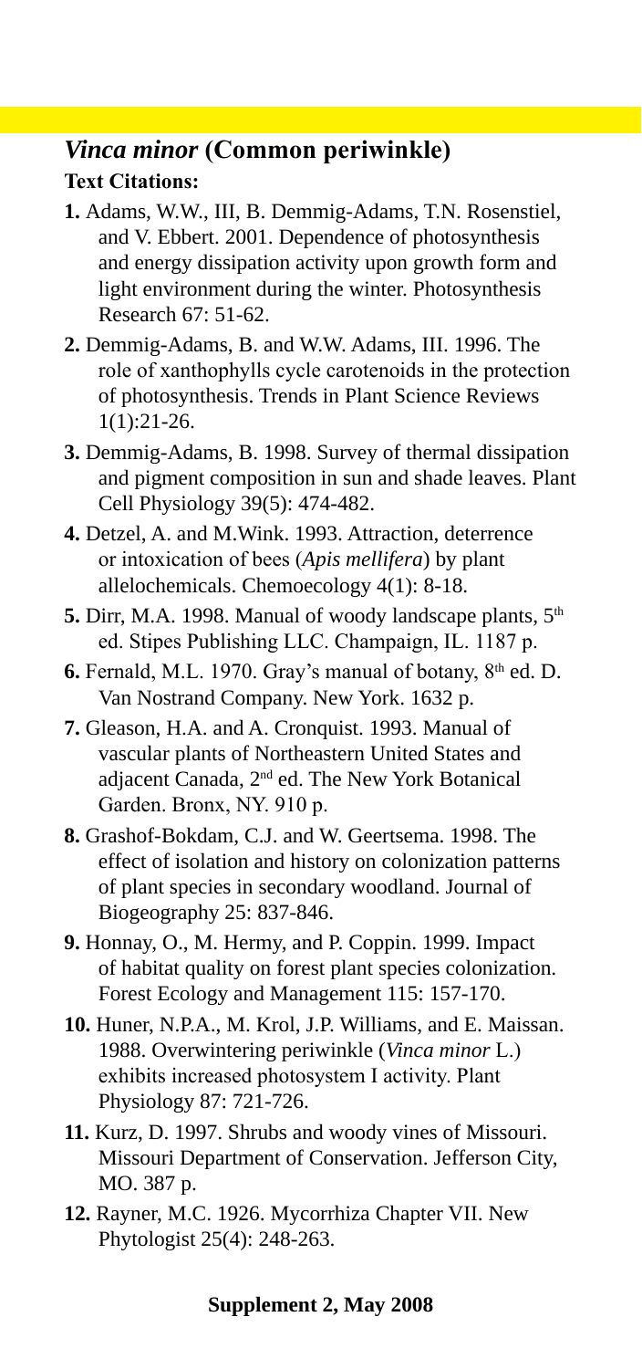## *Vinca minor* (Common periwinkle)

### Text Citations:

**1.** Adams, W.W., III, B. Demmig-Adams, T.N. Rosenstiel, and V. Ebbert. 2001. Dependence of photosynthesis and energy dissipation activity upon growth form and light environment during the winter. Photosynthesis Research 67: 51-62.

**2.** Demmig-Adams, B. and W.W. Adams, III. 1996. The role of xanthophylls cycle carotenoids in the protection of photosynthesis. Trends in Plant Science Reviews 1(1):21-26.

**3.** Demmig-Adams, B. 1998. Survey of thermal dissipation and pigment composition in sun and shade leaves. Plant Cell Physiology 39(5): 474-482.

**4.** Detzel, A. and M.Wink. 1993. Attraction, deterrence or intoxication of bees (*Apis mellifera*) by plant allelochemicals. Chemoecology 4(1): 8-18.

**5.** Dirr, M.A. 1998. Manual of woody landscape plants, 5th ed. Stipes Publishing LLC. Champaign, IL. 1187 p.

**6.** Fernald, M.L. 1970. Gray's manual of botany, 8th ed. D. Van Nostrand Company. New York. 1632 p.

**7.** Gleason, H.A. and A. Cronquist. 1993. Manual of vascular plants of Northeastern United States and adjacent Canada, 2nd ed. The New York Botanical Garden. Bronx, NY. 910 p.

**8.** Grashof-Bokdam, C.J. and W. Geertsema. 1998. The effect of isolation and history on colonization patterns of plant species in secondary woodland. Journal of Biogeography 25: 837-846.

**9.** Honnay, O., M. Hermy, and P. Coppin. 1999. Impact of habitat quality on forest plant species colonization. Forest Ecology and Management 115: 157-170.

**10.** Huner, N.P.A., M. Krol, J.P. Williams, and E. Maissan. 1988. Overwintering periwinkle (*Vinca minor* L.) exhibits increased photosystem I activity. Plant Physiology 87: 721-726.

**11.** Kurz, D. 1997. Shrubs and woody vines of Missouri. Missouri Department of Conservation. Jefferson City, MO. 387 p.

**12.** Rayner, M.C. 1926. Mycorrhiza Chapter VII. New Phytologist 25(4): 248-263.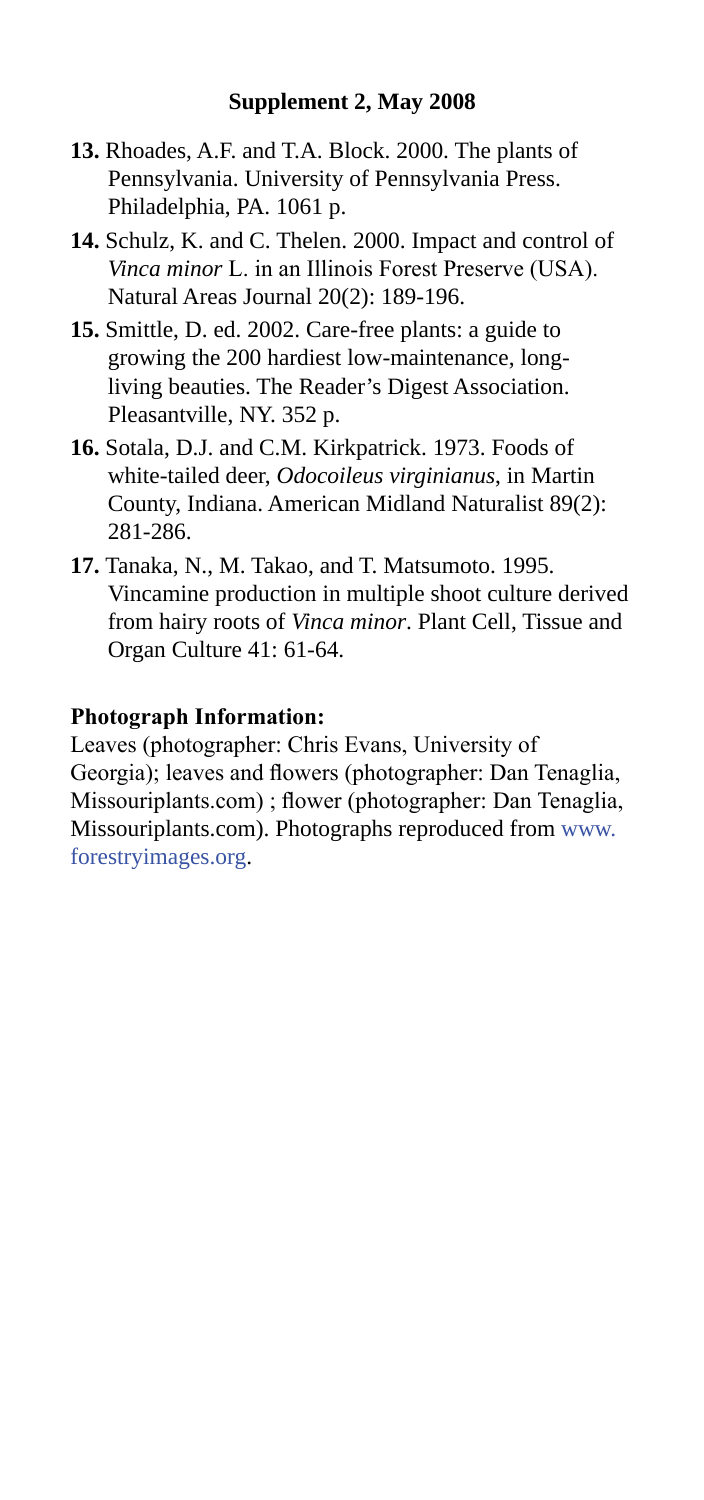**Supplement 2, May 2008**

**13.** Rhoades, A.F. and T.A. Block. 2000. The plants of Pennsylvania. University of Pennsylvania Press. Philadelphia, PA. 1061 p.

**14.** Schulz, K. and C. Thelen. 2000. Impact and control of *Vinca minor* L. in an Illinois Forest Preserve (USA). Natural Areas Journal 20(2): 189-196.

**15.** Smittle, D. ed. 2002. Care-free plants: a guide to growing the 200 hardiest low-maintenance, long-living beauties. The Reader's Digest Association. Pleasantville, NY. 352 p.

**16.** Sotala, D.J. and C.M. Kirkpatrick. 1973. Foods of white-tailed deer, *Odocoileus virginianus*, in Martin County, Indiana. American Midland Naturalist 89(2): 281-286.

**17.** Tanaka, N., M. Takao, and T. Matsumoto. 1995. Vincamine production in multiple shoot culture derived from hairy roots of *Vinca minor*. Plant Cell, Tissue and Organ Culture 41: 61-64.

**Photograph Information:**

Leaves (photographer: Chris Evans, University of Georgia); leaves and flowers (photographer: Dan Tenaglia, Missouriplants.com) ; flower (photographer: Dan Tenaglia, Missouriplants.com). Photographs reproduced from www.forestryimages.org.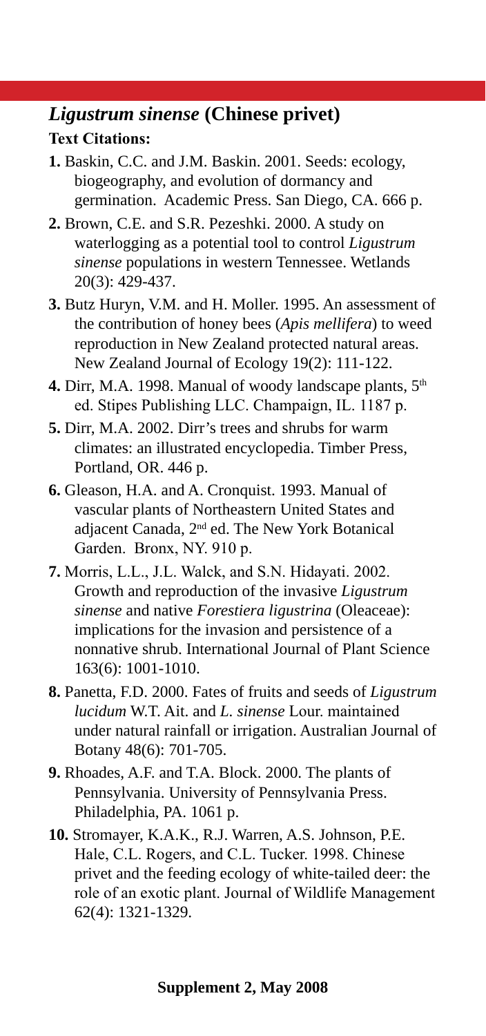## *Ligustrum sinense* (Chinese privet)

**Text Citations:**

**1.** Baskin, C.C. and J.M. Baskin. 2001. Seeds: ecology, biogeography, and evolution of dormancy and germination. Academic Press. San Diego, CA. 666 p.

**2.** Brown, C.E. and S.R. Pezeshki. 2000. A study on waterlogging as a potential tool to control *Ligustrum sinense* populations in western Tennessee. Wetlands 20(3): 429-437.

**3.** Butz Huryn, V.M. and H. Moller. 1995. An assessment of the contribution of honey bees (*Apis mellifera*) to weed reproduction in New Zealand protected natural areas. New Zealand Journal of Ecology 19(2): 111-122.

**4.** Dirr, M.A. 1998. Manual of woody landscape plants, 5th ed. Stipes Publishing LLC. Champaign, IL. 1187 p.

**5.** Dirr, M.A. 2002. Dirr's trees and shrubs for warm climates: an illustrated encyclopedia. Timber Press, Portland, OR. 446 p.

**6.** Gleason, H.A. and A. Cronquist. 1993. Manual of vascular plants of Northeastern United States and adjacent Canada, 2nd ed. The New York Botanical Garden. Bronx, NY. 910 p.

**7.** Morris, L.L., J.L. Walck, and S.N. Hidayati. 2002. Growth and reproduction of the invasive *Ligustrum sinense* and native *Forestiera ligustrina* (Oleaceae): implications for the invasion and persistence of a nonnative shrub. International Journal of Plant Science 163(6): 1001-1010.

**8.** Panetta, F.D. 2000. Fates of fruits and seeds of *Ligustrum lucidum* W.T. Ait. and *L. sinense* Lour. maintained under natural rainfall or irrigation. Australian Journal of Botany 48(6): 701-705.

**9.** Rhoades, A.F. and T.A. Block. 2000. The plants of Pennsylvania. University of Pennsylvania Press. Philadelphia, PA. 1061 p.

**10.** Stromayer, K.A.K., R.J. Warren, A.S. Johnson, P.E. Hale, C.L. Rogers, and C.L. Tucker. 1998. Chinese privet and the feeding ecology of white-tailed deer: the role of an exotic plant. Journal of Wildlife Management 62(4): 1321-1329.

**Supplement 2, May 2008**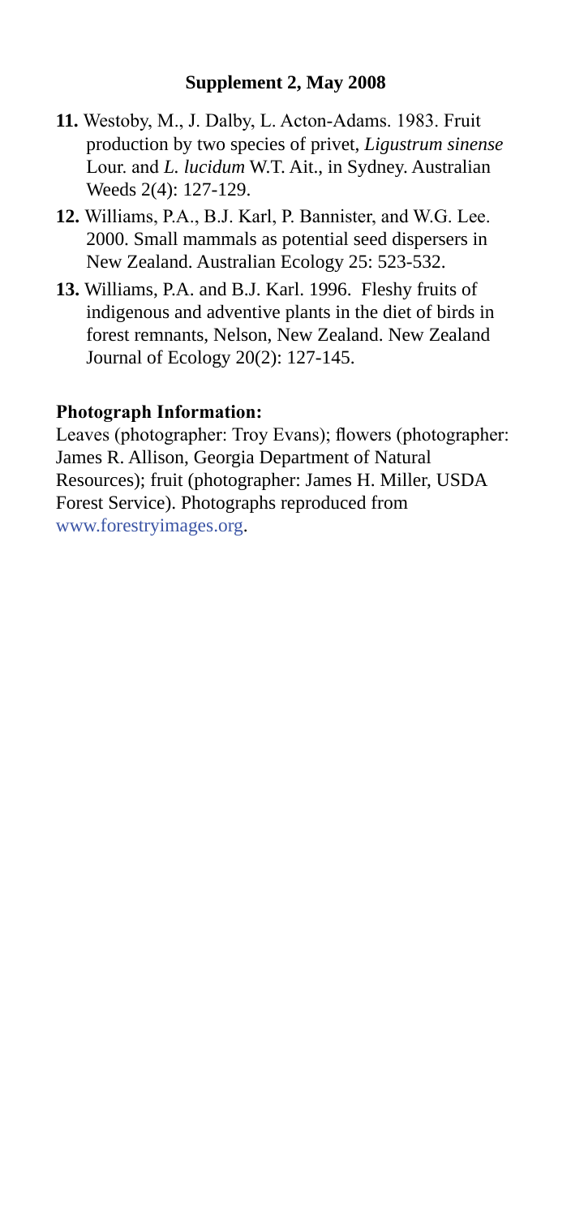**11.** Westoby, M., J. Dalby, L. Acton-Adams. 1983. Fruit production by two species of privet, *Ligustrum sinense* Lour. and *L. lucidum* W.T. Ait., in Sydney. Australian Weeds 2(4): 127-129.

**12.** Williams, P.A., B.J. Karl, P. Bannister, and W.G. Lee. 2000. Small mammals as potential seed dispersers in New Zealand. Australian Ecology 25: 523-532.

**13.** Williams, P.A. and B.J. Karl. 1996. Fleshy fruits of indigenous and adventive plants in the diet of birds in forest remnants, Nelson, New Zealand. New Zealand Journal of Ecology 20(2): 127-145.

**Photograph Information:**

Leaves (photographer: Troy Evans); flowers (photographer: James R. Allison, Georgia Department of Natural Resources); fruit (photographer: James H. Miller, USDA Forest Service). Photographs reproduced from www.forestryimages.org.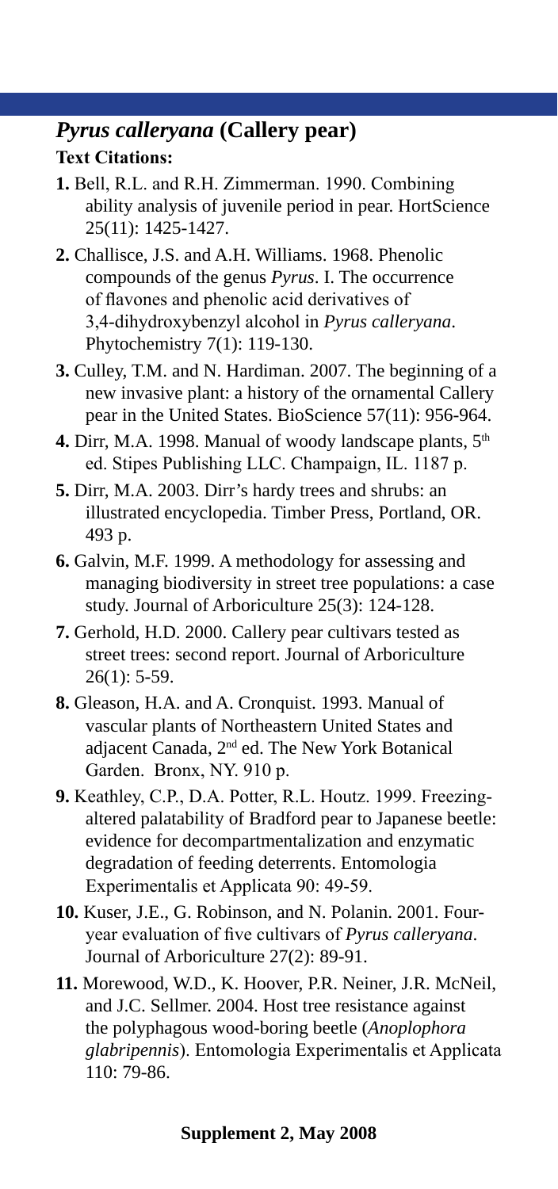## *Pyrus calleryana* (Callery pear)

### Text Citations:

**1.** Bell, R.L. and R.H. Zimmerman. 1990. Combining ability analysis of juvenile period in pear. HortScience 25(11): 1425-1427.

**2.** Challisce, J.S. and A.H. Williams. 1968. Phenolic compounds of the genus *Pyrus*. I. The occurrence of flavones and phenolic acid derivatives of 3,4-dihydroxybenzyl alcohol in *Pyrus calleryana*. Phytochemistry 7(1): 119-130.

**3.** Culley, T.M. and N. Hardiman. 2007. The beginning of a new invasive plant: a history of the ornamental Callery pear in the United States. BioScience 57(11): 956-964.

**4.** Dirr, M.A. 1998. Manual of woody landscape plants, 5th ed. Stipes Publishing LLC. Champaign, IL. 1187 p.

**5.** Dirr, M.A. 2003. Dirr's hardy trees and shrubs: an illustrated encyclopedia. Timber Press, Portland, OR. 493 p.

**6.** Galvin, M.F. 1999. A methodology for assessing and managing biodiversity in street tree populations: a case study. Journal of Arboriculture 25(3): 124-128.

**7.** Gerhold, H.D. 2000. Callery pear cultivars tested as street trees: second report. Journal of Arboriculture 26(1): 5-59.

**8.** Gleason, H.A. and A. Cronquist. 1993. Manual of vascular plants of Northeastern United States and adjacent Canada, 2nd ed. The New York Botanical Garden. Bronx, NY. 910 p.

**9.** Keathley, C.P., D.A. Potter, R.L. Houtz. 1999. Freezing-altered palatability of Bradford pear to Japanese beetle: evidence for decompartmentalization and enzymatic degradation of feeding deterrents. Entomologia Experimentalis et Applicata 90: 49-59.

**10.** Kuser, J.E., G. Robinson, and N. Polanin. 2001. Four-year evaluation of five cultivars of *Pyrus calleryana*. Journal of Arboriculture 27(2): 89-91.

**11.** Morewood, W.D., K. Hoover, P.R. Neiner, J.R. McNeil, and J.C. Sellmer. 2004. Host tree resistance against the polyphagous wood-boring beetle (*Anoplophora glabripennis*). Entomologia Experimentalis et Applicata 110: 79-86.

**Supplement 2, May 2008**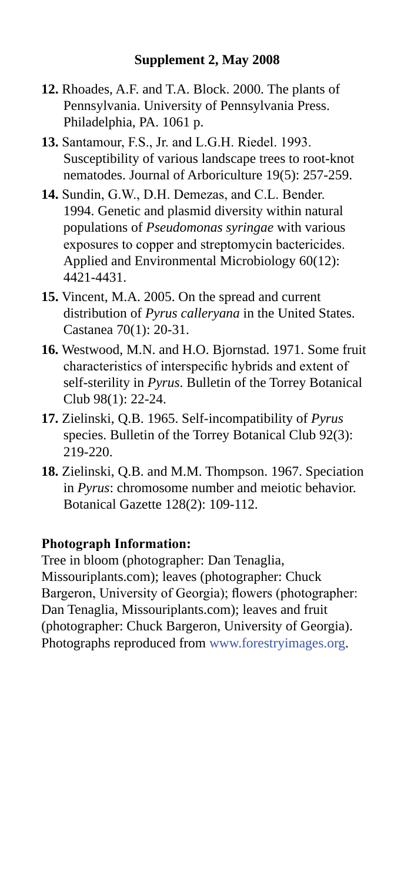**12.** Rhoades, A.F. and T.A. Block. 2000. The plants of Pennsylvania. University of Pennsylvania Press. Philadelphia, PA. 1061 p.

**13.** Santamour, F.S., Jr. and L.G.H. Riedel. 1993. Susceptibility of various landscape trees to root-knot nematodes. Journal of Arboriculture 19(5): 257-259.

**14.** Sundin, G.W., D.H. Demezas, and C.L. Bender. 1994. Genetic and plasmid diversity within natural populations of *Pseudomonas syringae* with various exposures to copper and streptomycin bactericides. Applied and Environmental Microbiology 60(12): 4421-4431.

**15.** Vincent, M.A. 2005. On the spread and current distribution of *Pyrus calleryana* in the United States. Castanea 70(1): 20-31.

**16.** Westwood, M.N. and H.O. Bjornstad. 1971. Some fruit characteristics of interspecific hybrids and extent of self-sterility in *Pyrus*. Bulletin of the Torrey Botanical Club 98(1): 22-24.

**17.** Zielinski, Q.B. 1965. Self-incompatibility of *Pyrus* species. Bulletin of the Torrey Botanical Club 92(3): 219-220.

**18.** Zielinski, Q.B. and M.M. Thompson. 1967. Speciation in *Pyrus*: chromosome number and meiotic behavior. Botanical Gazette 128(2): 109-112.

**Photograph Information:**

Tree in bloom (photographer: Dan Tenaglia, Missouriplants.com); leaves (photographer: Chuck Bargeron, University of Georgia); flowers (photographer: Dan Tenaglia, Missouriplants.com); leaves and fruit (photographer: Chuck Bargeron, University of Georgia). Photographs reproduced from www.forestryimages.org.